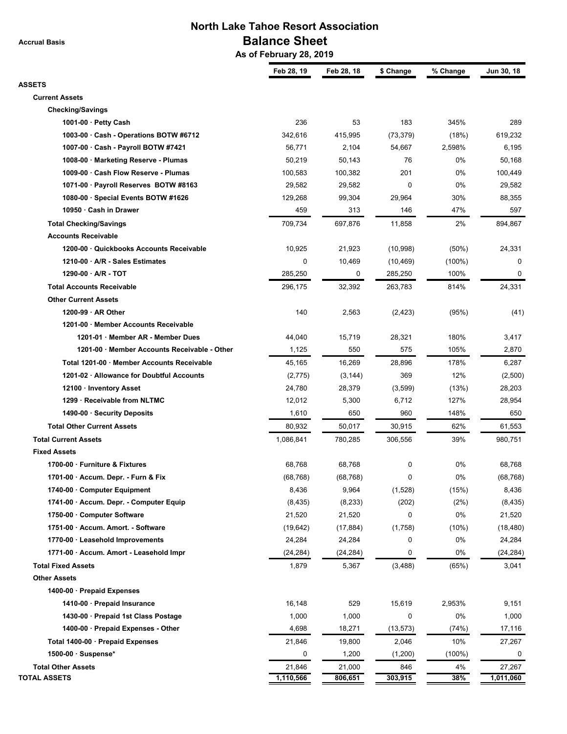# North Lake Tahoe Resort Association

## Balance Sheet

**As of February 28, 2019**

Accrual Basis

| | Feb 28, 19 | Feb 28, 18 | $ Change | % Change | Jun 30, 18 |
|---|---|---|---|---|---|
| **ASSETS** | | | | | |
| **Current Assets** | | | | | |
| **Checking/Savings** | | | | | |
| **1001-00 · Petty Cash** | 236 | 53 | 183 | 345% | 289 |
| **1003-00 · Cash - Operations BOTW #6712** | 342,616 | 415,995 | (73,379) | (18%) | 619,232 |
| **1007-00 · Cash - Payroll BOTW #7421** | 56,771 | 2,104 | 54,667 | 2,598% | 6,195 |
| **1008-00 · Marketing Reserve - Plumas** | 50,219 | 50,143 | 76 | 0% | 50,168 |
| **1009-00 · Cash Flow Reserve - Plumas** | 100,583 | 100,382 | 201 | 0% | 100,449 |
| **1071-00 · Payroll Reserves BOTW #8163** | 29,582 | 29,582 | 0 | 0% | 29,582 |
| **1080-00 · Special Events BOTW #1626** | 129,268 | 99,304 | 29,964 | 30% | 88,355 |
| **10950 · Cash in Drawer** | 459 | 313 | 146 | 47% | 597 |
| **Total Checking/Savings** | 709,734 | 697,876 | 11,858 | 2% | 894,867 |
| **Accounts Receivable** | | | | | |
| **1200-00 · Quickbooks Accounts Receivable** | 10,925 | 21,923 | (10,998) | (50%) | 24,331 |
| **1210-00 · A/R - Sales Estimates** | 0 | 10,469 | (10,469) | (100%) | 0 |
| **1290-00 · A/R - TOT** | 285,250 | 0 | 285,250 | 100% | 0 |
| **Total Accounts Receivable** | 296,175 | 32,392 | 263,783 | 814% | 24,331 |
| **Other Current Assets** | | | | | |
| **1200-99 · AR Other** | 140 | 2,563 | (2,423) | (95%) | (41) |
| **1201-00 · Member Accounts Receivable** | | | | | |
| **1201-01 · Member AR - Member Dues** | 44,040 | 15,719 | 28,321 | 180% | 3,417 |
| **1201-00 · Member Accounts Receivable - Other** | 1,125 | 550 | 575 | 105% | 2,870 |
| **Total 1201-00 · Member Accounts Receivable** | 45,165 | 16,269 | 28,896 | 178% | 6,287 |
| **1201-02 · Allowance for Doubtful Accounts** | (2,775) | (3,144) | 369 | 12% | (2,500) |
| **12100 · Inventory Asset** | 24,780 | 28,379 | (3,599) | (13%) | 28,203 |
| **1299 · Receivable from NLTMC** | 12,012 | 5,300 | 6,712 | 127% | 28,954 |
| **1490-00 · Security Deposits** | 1,610 | 650 | 960 | 148% | 650 |
| **Total Other Current Assets** | 80,932 | 50,017 | 30,915 | 62% | 61,553 |
| **Total Current Assets** | 1,086,841 | 780,285 | 306,556 | 39% | 980,751 |
| **Fixed Assets** | | | | | |
| **1700-00 · Furniture & Fixtures** | 68,768 | 68,768 | 0 | 0% | 68,768 |
| **1701-00 · Accum. Depr. - Furn & Fix** | (68,768) | (68,768) | 0 | 0% | (68,768) |
| **1740-00 · Computer Equipment** | 8,436 | 9,964 | (1,528) | (15%) | 8,436 |
| **1741-00 · Accum. Depr. - Computer Equip** | (8,435) | (8,233) | (202) | (2%) | (8,435) |
| **1750-00 · Computer Software** | 21,520 | 21,520 | 0 | 0% | 21,520 |
| **1751-00 · Accum. Amort. - Software** | (19,642) | (17,884) | (1,758) | (10%) | (18,480) |
| **1770-00 · Leasehold Improvements** | 24,284 | 24,284 | 0 | 0% | 24,284 |
| **1771-00 · Accum. Amort - Leasehold Impr** | (24,284) | (24,284) | 0 | 0% | (24,284) |
| **Total Fixed Assets** | 1,879 | 5,367 | (3,488) | (65%) | 3,041 |
| **Other Assets** | | | | | |
| **1400-00 · Prepaid Expenses** | | | | | |
| **1410-00 · Prepaid Insurance** | 16,148 | 529 | 15,619 | 2,953% | 9,151 |
| **1430-00 · Prepaid 1st Class Postage** | 1,000 | 1,000 | 0 | 0% | 1,000 |
| **1400-00 · Prepaid Expenses - Other** | 4,698 | 18,271 | (13,573) | (74%) | 17,116 |
| **Total 1400-00 · Prepaid Expenses** | 21,846 | 19,800 | 2,046 | 10% | 27,267 |
| **1500-00 · Suspense*** | 0 | 1,200 | (1,200) | (100%) | 0 |
| **Total Other Assets** | 21,846 | 21,000 | 846 | 4% | 27,267 |
| **TOTAL ASSETS** | **1,110,566** | **806,651** | **303,915** | **38%** | **1,011,060** |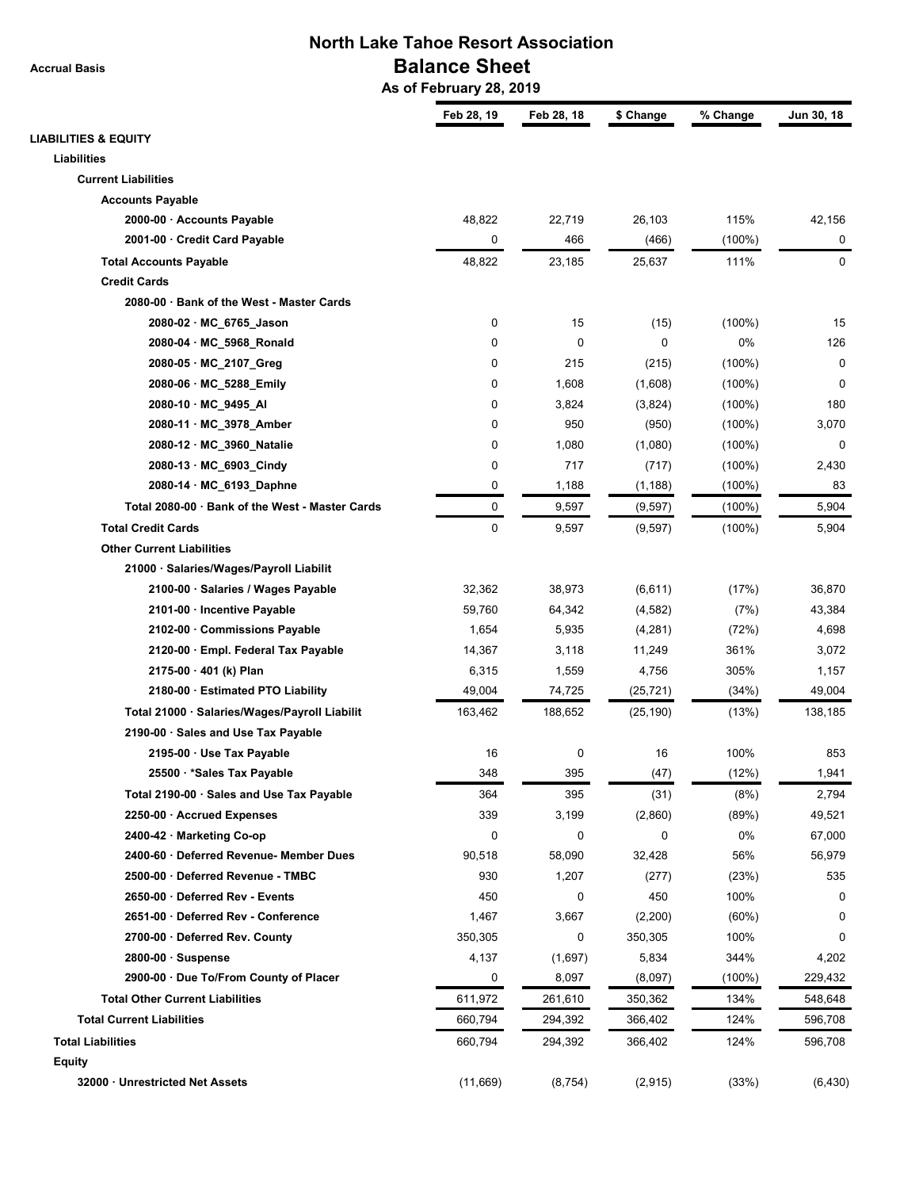# North Lake Tahoe Resort Association

## Balance Sheet

### As of February 28, 2019

Accrual Basis

| | Feb 28, 19 | Feb 28, 18 | $ Change | % Change | Jun 30, 18 |
|---|---|---|---|---|---|
| **LIABILITIES & EQUITY** | | | | | |
| **Liabilities** | | | | | |
| **Current Liabilities** | | | | | |
| **Accounts Payable** | | | | | |
| **2000-00 · Accounts Payable** | 48,822 | 22,719 | 26,103 | 115% | 42,156 |
| **2001-00 · Credit Card Payable** | 0 | 466 | (466) | (100%) | 0 |
| **Total Accounts Payable** | 48,822 | 23,185 | 25,637 | 111% | 0 |
| **Credit Cards** | | | | | |
| **2080-00 · Bank of the West - Master Cards** | | | | | |
| **2080-02 · MC_6765_Jason** | 0 | 15 | (15) | (100%) | 15 |
| **2080-04 · MC_5968_Ronald** | 0 | 0 | 0 | 0% | 126 |
| **2080-05 · MC_2107_Greg** | 0 | 215 | (215) | (100%) | 0 |
| **2080-06 · MC_5288_Emily** | 0 | 1,608 | (1,608) | (100%) | 0 |
| **2080-10 · MC_9495_Al** | 0 | 3,824 | (3,824) | (100%) | 180 |
| **2080-11 · MC_3978_Amber** | 0 | 950 | (950) | (100%) | 3,070 |
| **2080-12 · MC_3960_Natalie** | 0 | 1,080 | (1,080) | (100%) | 0 |
| **2080-13 · MC_6903_Cindy** | 0 | 717 | (717) | (100%) | 2,430 |
| **2080-14 · MC_6193_Daphne** | 0 | 1,188 | (1,188) | (100%) | 83 |
| **Total 2080-00 · Bank of the West - Master Cards** | 0 | 9,597 | (9,597) | (100%) | 5,904 |
| **Total Credit Cards** | 0 | 9,597 | (9,597) | (100%) | 5,904 |
| **Other Current Liabilities** | | | | | |
| **21000 · Salaries/Wages/Payroll Liabilit** | | | | | |
| **2100-00 · Salaries / Wages Payable** | 32,362 | 38,973 | (6,611) | (17%) | 36,870 |
| **2101-00 · Incentive Payable** | 59,760 | 64,342 | (4,582) | (7%) | 43,384 |
| **2102-00 · Commissions Payable** | 1,654 | 5,935 | (4,281) | (72%) | 4,698 |
| **2120-00 · Empl. Federal Tax Payable** | 14,367 | 3,118 | 11,249 | 361% | 3,072 |
| **2175-00 · 401 (k) Plan** | 6,315 | 1,559 | 4,756 | 305% | 1,157 |
| **2180-00 · Estimated PTO Liability** | 49,004 | 74,725 | (25,721) | (34%) | 49,004 |
| **Total 21000 · Salaries/Wages/Payroll Liabilit** | 163,462 | 188,652 | (25,190) | (13%) | 138,185 |
| **2190-00 · Sales and Use Tax Payable** | | | | | |
| **2195-00 · Use Tax Payable** | 16 | 0 | 16 | 100% | 853 |
| **25500 · *Sales Tax Payable** | 348 | 395 | (47) | (12%) | 1,941 |
| **Total 2190-00 · Sales and Use Tax Payable** | 364 | 395 | (31) | (8%) | 2,794 |
| **2250-00 · Accrued Expenses** | 339 | 3,199 | (2,860) | (89%) | 49,521 |
| **2400-42 · Marketing Co-op** | 0 | 0 | 0 | 0% | 67,000 |
| **2400-60 · Deferred Revenue- Member Dues** | 90,518 | 58,090 | 32,428 | 56% | 56,979 |
| **2500-00 · Deferred Revenue - TMBC** | 930 | 1,207 | (277) | (23%) | 535 |
| **2650-00 · Deferred Rev - Events** | 450 | 0 | 450 | 100% | 0 |
| **2651-00 · Deferred Rev - Conference** | 1,467 | 3,667 | (2,200) | (60%) | 0 |
| **2700-00 · Deferred Rev. County** | 350,305 | 0 | 350,305 | 100% | 0 |
| **2800-00 · Suspense** | 4,137 | (1,697) | 5,834 | 344% | 4,202 |
| **2900-00 · Due To/From County of Placer** | 0 | 8,097 | (8,097) | (100%) | 229,432 |
| **Total Other Current Liabilities** | 611,972 | 261,610 | 350,362 | 134% | 548,648 |
| **Total Current Liabilities** | 660,794 | 294,392 | 366,402 | 124% | 596,708 |
| **Total Liabilities** | 660,794 | 294,392 | 366,402 | 124% | 596,708 |
| **Equity** | | | | | |
| **32000 · Unrestricted Net Assets** | (11,669) | (8,754) | (2,915) | (33%) | (6,430) |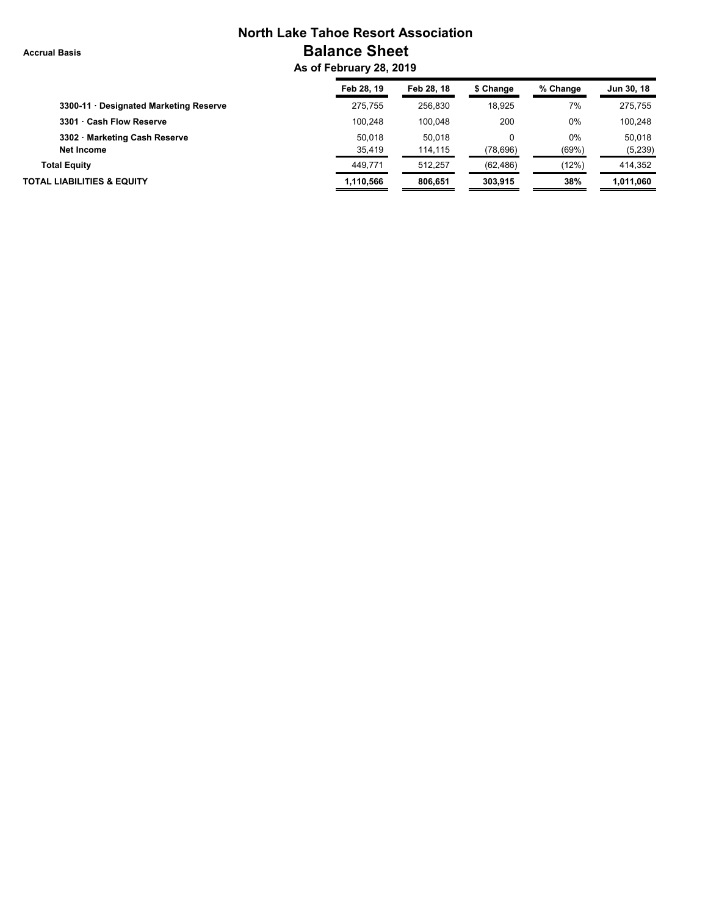# North Lake Tahoe Resort Association

Accrual Basis

## Balance Sheet

### As of February 28, 2019

| | Feb 28, 19 | Feb 28, 18 | $ Change | % Change | Jun 30, 18 |
|---|---|---|---|---|---|
| 3300-11 · Designated Marketing Reserve | 275,755 | 256,830 | 18,925 | 7% | 275,755 |
| 3301 · Cash Flow Reserve | 100,248 | 100,048 | 200 | 0% | 100,248 |
| 3302 · Marketing Cash Reserve | 50,018 | 50,018 | 0 | 0% | 50,018 |
| Net Income | 35,419 | 114,115 | (78,696) | (69%) | (5,239) |
| **Total Equity** | 449,771 | 512,257 | (62,486) | (12%) | 414,352 |
| **TOTAL LIABILITIES & EQUITY** | **1,110,566** | **806,651** | **303,915** | **38%** | **1,011,060** |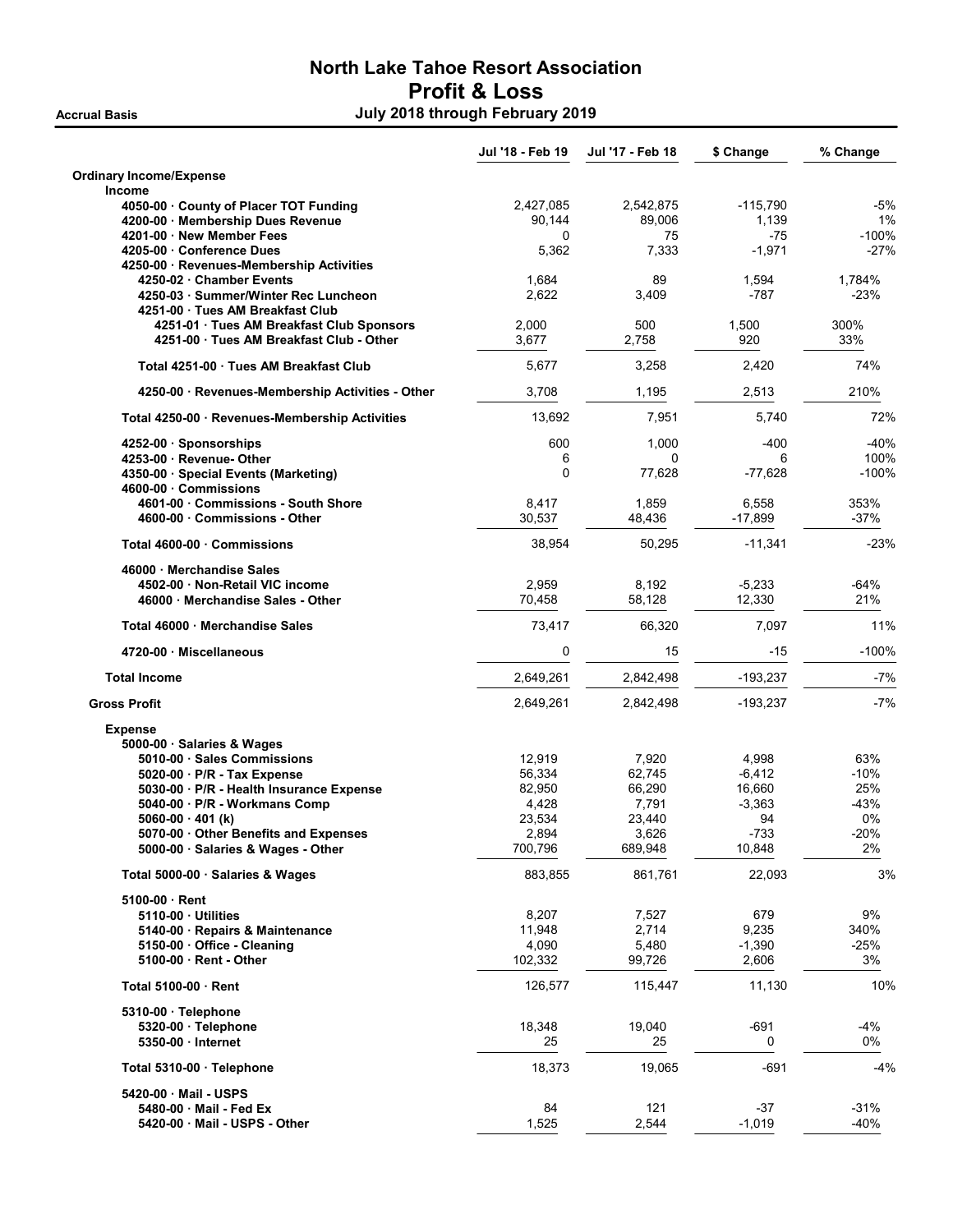# North Lake Tahoe Resort Association
## Profit & Loss
### July 2018 through February 2019

**Accrual Basis**

| | Jul '18 - Feb 19 | Jul '17 - Feb 18 | $ Change | % Change |
|---|---|---|---|---|
| **Ordinary Income/Expense** | | | | |
| **Income** | | | | |
| 4050-00 · County of Placer TOT Funding | 2,427,085 | 2,542,875 | -115,790 | -5% |
| 4200-00 · Membership Dues Revenue | 90,144 | 89,006 | 1,139 | 1% |
| 4201-00 · New Member Fees | 0 | 75 | -75 | -100% |
| 4205-00 · Conference Dues | 5,362 | 7,333 | -1,971 | -27% |
| 4250-00 · Revenues-Membership Activities | | | | |
| 4250-02 · Chamber Events | 1,684 | 89 | 1,594 | 1,784% |
| 4250-03 · Summer/Winter Rec Luncheon | 2,622 | 3,409 | -787 | -23% |
| 4251-00 · Tues AM Breakfast Club | | | | |
| 4251-01 · Tues AM Breakfast Club Sponsors | 2,000 | 500 | 1,500 | 300% |
| 4251-00 · Tues AM Breakfast Club - Other | 3,677 | 2,758 | 920 | 33% |
| Total 4251-00 · Tues AM Breakfast Club | 5,677 | 3,258 | 2,420 | 74% |
| 4250-00 · Revenues-Membership Activities - Other | 3,708 | 1,195 | 2,513 | 210% |
| Total 4250-00 · Revenues-Membership Activities | 13,692 | 7,951 | 5,740 | 72% |
| 4252-00 · Sponsorships | 600 | 1,000 | -400 | -40% |
| 4253-00 · Revenue- Other | 6 | 0 | 6 | 100% |
| 4350-00 · Special Events (Marketing) | 0 | 77,628 | -77,628 | -100% |
| 4600-00 · Commissions | | | | |
| 4601-00 · Commissions - South Shore | 8,417 | 1,859 | 6,558 | 353% |
| 4600-00 · Commissions - Other | 30,537 | 48,436 | -17,899 | -37% |
| Total 4600-00 · Commissions | 38,954 | 50,295 | -11,341 | -23% |
| 46000 · Merchandise Sales | | | | |
| 4502-00 · Non-Retail VIC income | 2,959 | 8,192 | -5,233 | -64% |
| 46000 · Merchandise Sales - Other | 70,458 | 58,128 | 12,330 | 21% |
| Total 46000 · Merchandise Sales | 73,417 | 66,320 | 7,097 | 11% |
| 4720-00 · Miscellaneous | 0 | 15 | -15 | -100% |
| **Total Income** | 2,649,261 | 2,842,498 | -193,237 | -7% |
| **Gross Profit** | 2,649,261 | 2,842,498 | -193,237 | -7% |
| **Expense** | | | | |
| 5000-00 · Salaries & Wages | | | | |
| 5010-00 · Sales Commissions | 12,919 | 7,920 | 4,998 | 63% |
| 5020-00 · P/R - Tax Expense | 56,334 | 62,745 | -6,412 | -10% |
| 5030-00 · P/R - Health Insurance Expense | 82,950 | 66,290 | 16,660 | 25% |
| 5040-00 · P/R - Workmans Comp | 4,428 | 7,791 | -3,363 | -43% |
| 5060-00 · 401 (k) | 23,534 | 23,440 | 94 | 0% |
| 5070-00 · Other Benefits and Expenses | 2,894 | 3,626 | -733 | -20% |
| 5000-00 · Salaries & Wages - Other | 700,796 | 689,948 | 10,848 | 2% |
| Total 5000-00 · Salaries & Wages | 883,855 | 861,761 | 22,093 | 3% |
| 5100-00 · Rent | | | | |
| 5110-00 · Utilities | 8,207 | 7,527 | 679 | 9% |
| 5140-00 · Repairs & Maintenance | 11,948 | 2,714 | 9,235 | 340% |
| 5150-00 · Office - Cleaning | 4,090 | 5,480 | -1,390 | -25% |
| 5100-00 · Rent - Other | 102,332 | 99,726 | 2,606 | 3% |
| Total 5100-00 · Rent | 126,577 | 115,447 | 11,130 | 10% |
| 5310-00 · Telephone | | | | |
| 5320-00 · Telephone | 18,348 | 19,040 | -691 | -4% |
| 5350-00 · Internet | 25 | 25 | 0 | 0% |
| Total 5310-00 · Telephone | 18,373 | 19,065 | -691 | -4% |
| 5420-00 · Mail - USPS | | | | |
| 5480-00 · Mail - Fed Ex | 84 | 121 | -37 | -31% |
| 5420-00 · Mail - USPS - Other | 1,525 | 2,544 | -1,019 | -40% |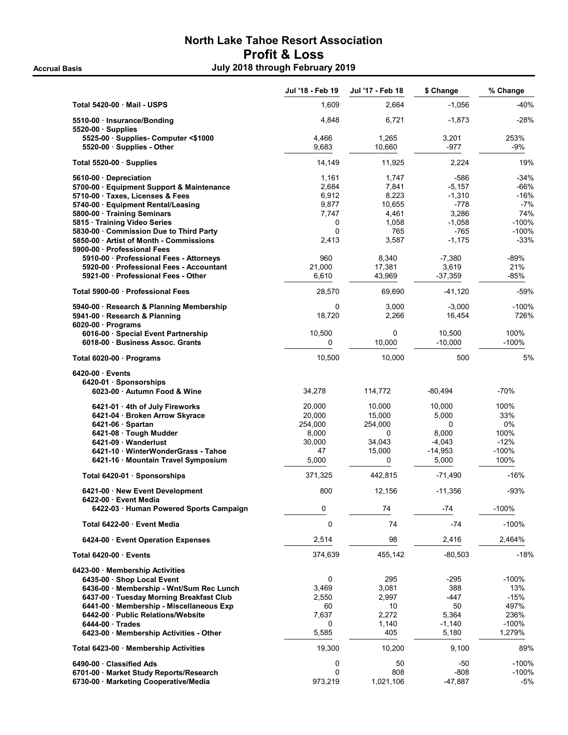# North Lake Tahoe Resort Association
## Profit & Loss
### July 2018 through February 2019

Accrual Basis

| | Jul '18 - Feb 19 | Jul '17 - Feb 18 | $ Change | % Change |
|---|---|---|---|---|
| **Total 5420-00 · Mail - USPS** | 1,609 | 2,664 | -1,056 | -40% |
| 5510-00 · Insurance/Bonding | 4,848 | 6,721 | -1,873 | -28% |
| 5520-00 · Supplies | | | | |
| 5525-00 · Supplies- Computer <$1000 | 4,466 | 1,265 | 3,201 | 253% |
| 5520-00 · Supplies - Other | 9,683 | 10,660 | -977 | -9% |
| **Total 5520-00 · Supplies** | 14,149 | 11,925 | 2,224 | 19% |
| 5610-00 · Depreciation | 1,161 | 1,747 | -586 | -34% |
| 5700-00 · Equipment Support & Maintenance | 2,684 | 7,841 | -5,157 | -66% |
| 5710-00 · Taxes, Licenses & Fees | 6,912 | 8,223 | -1,310 | -16% |
| 5740-00 · Equipment Rental/Leasing | 9,877 | 10,655 | -778 | -7% |
| 5800-00 · Training Seminars | 7,747 | 4,461 | 3,286 | 74% |
| 5815 · Training Video Series | 0 | 1,058 | -1,058 | -100% |
| 5830-00 · Commission Due to Third Party | 0 | 765 | -765 | -100% |
| 5850-00 · Artist of Month - Commissions | 2,413 | 3,587 | -1,175 | -33% |
| 5900-00 · Professional Fees | | | | |
| 5910-00 · Professional Fees - Attorneys | 960 | 8,340 | -7,380 | -89% |
| 5920-00 · Professional Fees - Accountant | 21,000 | 17,381 | 3,619 | 21% |
| 5921-00 · Professional Fees - Other | 6,610 | 43,969 | -37,359 | -85% |
| **Total 5900-00 · Professional Fees** | 28,570 | 69,690 | -41,120 | -59% |
| 5940-00 · Research & Planning Membership | 0 | 3,000 | -3,000 | -100% |
| 5941-00 · Research & Planning | 18,720 | 2,266 | 16,454 | 726% |
| 6020-00 · Programs | | | | |
| 6016-00 · Special Event Partnership | 10,500 | 0 | 10,500 | 100% |
| 6018-00 · Business Assoc. Grants | 0 | 10,000 | -10,000 | -100% |
| **Total 6020-00 · Programs** | 10,500 | 10,000 | 500 | 5% |
| 6420-00 · Events | | | | |
| 6420-01 · Sponsorships | | | | |
| 6023-00 · Autumn Food & Wine | 34,278 | 114,772 | -80,494 | -70% |
| 6421-01 · 4th of July Fireworks | 20,000 | 10,000 | 10,000 | 100% |
| 6421-04 · Broken Arrow Skyrace | 20,000 | 15,000 | 5,000 | 33% |
| 6421-06 · Spartan | 254,000 | 254,000 | 0 | 0% |
| 6421-08 · Tough Mudder | 8,000 | 0 | 8,000 | 100% |
| 6421-09 · Wanderlust | 30,000 | 34,043 | -4,043 | -12% |
| 6421-10 · WinterWonderGrass - Tahoe | 47 | 15,000 | -14,953 | -100% |
| 6421-16 · Mountain Travel Symposium | 5,000 | 0 | 5,000 | 100% |
| **Total 6420-01 · Sponsorships** | 371,325 | 442,815 | -71,490 | -16% |
| 6421-00 · New Event Development | 800 | 12,156 | -11,356 | -93% |
| 6422-00 · Event Media | | | | |
| 6422-03 · Human Powered Sports Campaign | 0 | 74 | -74 | -100% |
| **Total 6422-00 · Event Media** | 0 | 74 | -74 | -100% |
| 6424-00 · Event Operation Expenses | 2,514 | 98 | 2,416 | 2,464% |
| **Total 6420-00 · Events** | 374,639 | 455,142 | -80,503 | -18% |
| 6423-00 · Membership Activities | | | | |
| 6435-00 · Shop Local Event | 0 | 295 | -295 | -100% |
| 6436-00 · Membership - Wnt/Sum Rec Lunch | 3,469 | 3,081 | 388 | 13% |
| 6437-00 · Tuesday Morning Breakfast Club | 2,550 | 2,997 | -447 | -15% |
| 6441-00 · Membership - Miscellaneous Exp | 60 | 10 | 50 | 497% |
| 6442-00 · Public Relations/Website | 7,637 | 2,272 | 5,364 | 236% |
| 6444-00 · Trades | 0 | 1,140 | -1,140 | -100% |
| 6423-00 · Membership Activities - Other | 5,585 | 405 | 5,180 | 1,279% |
| **Total 6423-00 · Membership Activities** | 19,300 | 10,200 | 9,100 | 89% |
| 6490-00 · Classified Ads | 0 | 50 | -50 | -100% |
| 6701-00 · Market Study Reports/Research | 0 | 808 | -808 | -100% |
| 6730-00 · Marketing Cooperative/Media | 973,219 | 1,021,106 | -47,887 | -5% |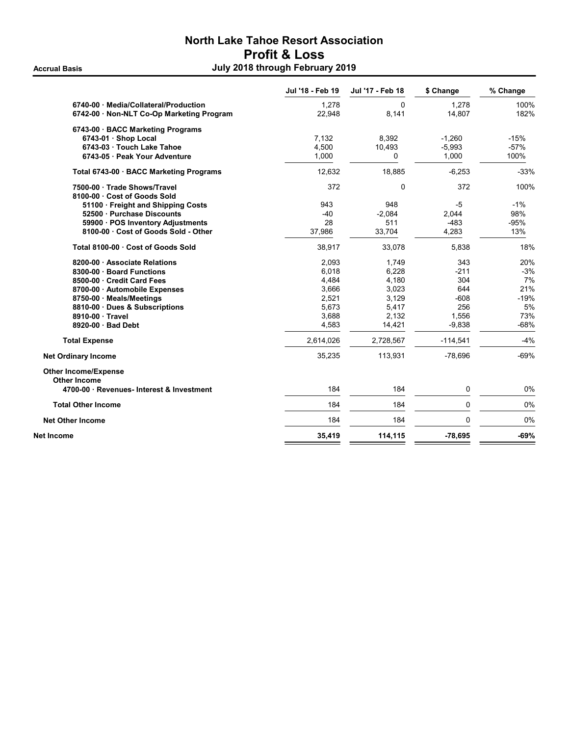# North Lake Tahoe Resort Association
## Profit & Loss
### July 2018 through February 2019

Accrual Basis

| | Jul '18 - Feb 19 | Jul '17 - Feb 18 | $ Change | % Change |
|---|---|---|---|---|
| 6740-00 · Media/Collateral/Production | 1,278 | 0 | 1,278 | 100% |
| 6742-00 · Non-NLT Co-Op Marketing Program | 22,948 | 8,141 | 14,807 | 182% |
| 6743-00 · BACC Marketing Programs | | | | |
| 6743-01 · Shop Local | 7,132 | 8,392 | -1,260 | -15% |
| 6743-03 · Touch Lake Tahoe | 4,500 | 10,493 | -5,993 | -57% |
| 6743-05 · Peak Your Adventure | 1,000 | 0 | 1,000 | 100% |
| Total 6743-00 · BACC Marketing Programs | 12,632 | 18,885 | -6,253 | -33% |
| 7500-00 · Trade Shows/Travel | 372 | 0 | 372 | 100% |
| 8100-00 · Cost of Goods Sold | | | | |
| 51100 · Freight and Shipping Costs | 943 | 948 | -5 | -1% |
| 52500 · Purchase Discounts | -40 | -2,084 | 2,044 | 98% |
| 59900 · POS Inventory Adjustments | 28 | 511 | -483 | -95% |
| 8100-00 · Cost of Goods Sold - Other | 37,986 | 33,704 | 4,283 | 13% |
| Total 8100-00 · Cost of Goods Sold | 38,917 | 33,078 | 5,838 | 18% |
| 8200-00 · Associate Relations | 2,093 | 1,749 | 343 | 20% |
| 8300-00 · Board Functions | 6,018 | 6,228 | -211 | -3% |
| 8500-00 · Credit Card Fees | 4,484 | 4,180 | 304 | 7% |
| 8700-00 · Automobile Expenses | 3,666 | 3,023 | 644 | 21% |
| 8750-00 · Meals/Meetings | 2,521 | 3,129 | -608 | -19% |
| 8810-00 · Dues & Subscriptions | 5,673 | 5,417 | 256 | 5% |
| 8910-00 · Travel | 3,688 | 2,132 | 1,556 | 73% |
| 8920-00 · Bad Debt | 4,583 | 14,421 | -9,838 | -68% |
| **Total Expense** | 2,614,026 | 2,728,567 | -114,541 | -4% |
| **Net Ordinary Income** | 35,235 | 113,931 | -78,696 | -69% |
| **Other Income/Expense** | | | | |
| **Other Income** | | | | |
| 4700-00 · Revenues- Interest & Investment | 184 | 184 | 0 | 0% |
| **Total Other Income** | 184 | 184 | 0 | 0% |
| **Net Other Income** | 184 | 184 | 0 | 0% |
| **Net Income** | **35,419** | **114,115** | **-78,695** | **-69%** |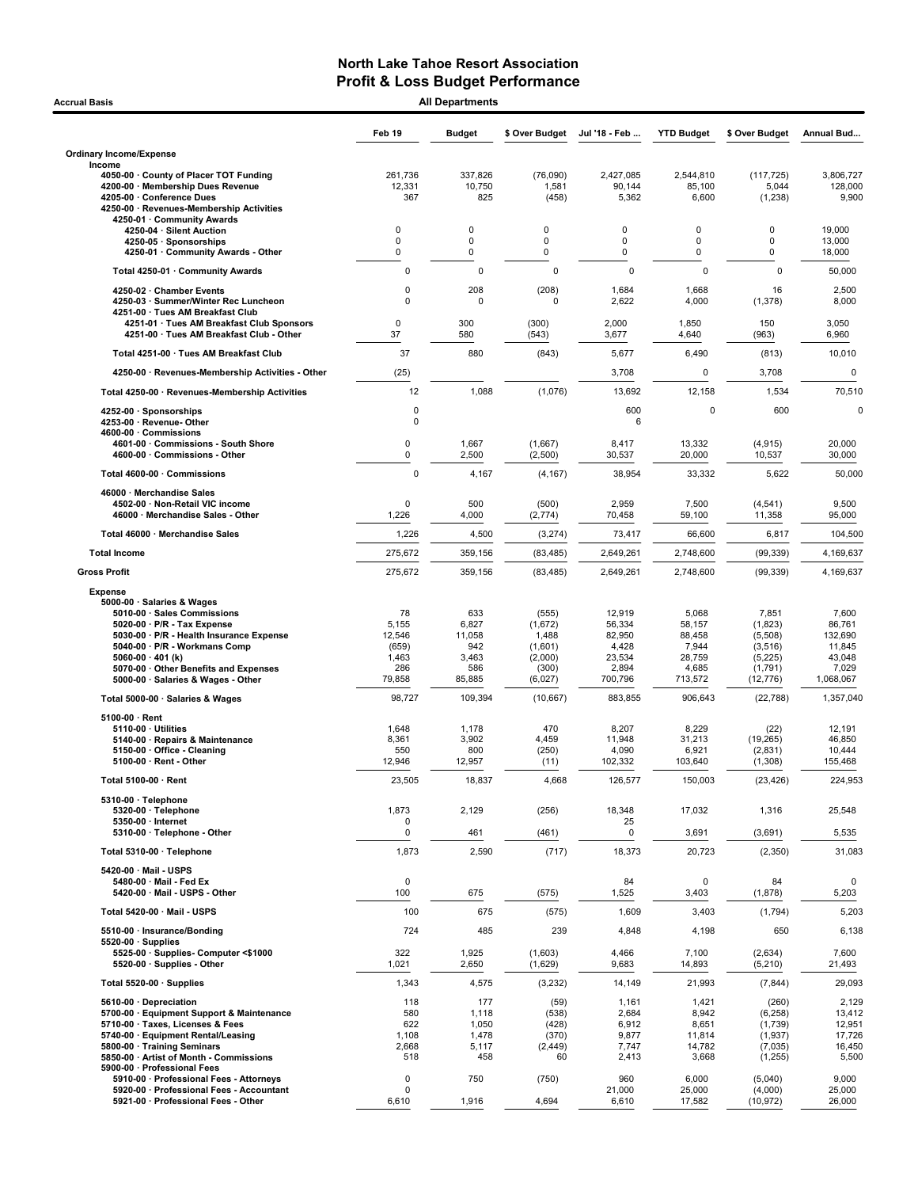# North Lake Tahoe Resort Association
## Profit & Loss Budget Performance

**Accrual Basis** — **All Departments**

| | Feb 19 | Budget | $ Over Budget | Jul '18 - Feb ... | YTD Budget | $ Over Budget | Annual Bud... |
|---|---|---|---|---|---|---|---|
| **Ordinary Income/Expense** | | | | | | | |
| **Income** | | | | | | | |
| 4050-00 · County of Placer TOT Funding | 261,736 | 337,826 | (76,090) | 2,427,085 | 2,544,810 | (117,725) | 3,806,727 |
| 4200-00 · Membership Dues Revenue | 12,331 | 10,750 | 1,581 | 90,144 | 85,100 | 5,044 | 128,000 |
| 4205-00 · Conference Dues | 367 | 825 | (458) | 5,362 | 6,600 | (1,238) | 9,900 |
| 4250-00 · Revenues-Membership Activities | | | | | | | |
| 4250-01 · Community Awards | | | | | | | |
| 4250-04 · Silent Auction | 0 | 0 | 0 | 0 | 0 | 0 | 19,000 |
| 4250-05 · Sponsorships | 0 | 0 | 0 | 0 | 0 | 0 | 13,000 |
| 4250-01 · Community Awards - Other | 0 | 0 | 0 | 0 | 0 | 0 | 18,000 |
| Total 4250-01 · Community Awards | 0 | 0 | 0 | 0 | 0 | 0 | 50,000 |
| 4250-02 · Chamber Events | 0 | 208 | (208) | 1,684 | 1,668 | 16 | 2,500 |
| 4250-03 · Summer/Winter Rec Luncheon | 0 | 0 | 0 | 2,622 | 4,000 | (1,378) | 8,000 |
| 4251-00 · Tues AM Breakfast Club | | | | | | | |
| 4251-01 · Tues AM Breakfast Club Sponsors | 0 | 300 | (300) | 2,000 | 1,850 | 150 | 3,050 |
| 4251-00 · Tues AM Breakfast Club - Other | 37 | 580 | (543) | 3,677 | 4,640 | (963) | 6,960 |
| Total 4251-00 · Tues AM Breakfast Club | 37 | 880 | (843) | 5,677 | 6,490 | (813) | 10,010 |
| 4250-00 · Revenues-Membership Activities - Other | (25) | | | 3,708 | 0 | 3,708 | 0 |
| Total 4250-00 · Revenues-Membership Activities | 12 | 1,088 | (1,076) | 13,692 | 12,158 | 1,534 | 70,510 |
| 4252-00 · Sponsorships | 0 | | | 600 | 0 | 600 | 0 |
| 4253-00 · Revenue- Other | 0 | | | 6 | | | |
| 4600-00 · Commissions | | | | | | | |
| 4601-00 · Commissions - South Shore | 0 | 1,667 | (1,667) | 8,417 | 13,332 | (4,915) | 20,000 |
| 4600-00 · Commissions - Other | 0 | 2,500 | (2,500) | 30,537 | 20,000 | 10,537 | 30,000 |
| Total 4600-00 · Commissions | 0 | 4,167 | (4,167) | 38,954 | 33,332 | 5,622 | 50,000 |
| 46000 · Merchandise Sales | | | | | | | |
| 4502-00 · Non-Retail VIC income | 0 | 500 | (500) | 2,959 | 7,500 | (4,541) | 9,500 |
| 46000 · Merchandise Sales - Other | 1,226 | 4,000 | (2,774) | 70,458 | 59,100 | 11,358 | 95,000 |
| Total 46000 · Merchandise Sales | 1,226 | 4,500 | (3,274) | 73,417 | 66,600 | 6,817 | 104,500 |
| **Total Income** | 275,672 | 359,156 | (83,485) | 2,649,261 | 2,748,600 | (99,339) | 4,169,637 |
| **Gross Profit** | 275,672 | 359,156 | (83,485) | 2,649,261 | 2,748,600 | (99,339) | 4,169,637 |
| **Expense** | | | | | | | |
| 5000-00 · Salaries & Wages | | | | | | | |
| 5010-00 · Sales Commissions | 78 | 633 | (555) | 12,919 | 5,068 | 7,851 | 7,600 |
| 5020-00 · P/R - Tax Expense | 5,155 | 6,827 | (1,672) | 56,334 | 58,157 | (1,823) | 86,761 |
| 5030-00 · P/R - Health Insurance Expense | 12,546 | 11,058 | 1,488 | 82,950 | 88,458 | (5,508) | 132,690 |
| 5040-00 · P/R - Workmans Comp | (659) | 942 | (1,601) | 4,428 | 7,944 | (3,516) | 11,845 |
| 5060-00 · 401 (k) | 1,463 | 3,463 | (2,000) | 23,534 | 28,759 | (5,225) | 43,048 |
| 5070-00 · Other Benefits and Expenses | 286 | 586 | (300) | 2,894 | 4,685 | (1,791) | 7,029 |
| 5000-00 · Salaries & Wages - Other | 79,858 | 85,885 | (6,027) | 700,796 | 713,572 | (12,776) | 1,068,067 |
| Total 5000-00 · Salaries & Wages | 98,727 | 109,394 | (10,667) | 883,855 | 906,643 | (22,788) | 1,357,040 |
| 5100-00 · Rent | | | | | | | |
| 5110-00 · Utilities | 1,648 | 1,178 | 470 | 8,207 | 8,229 | (22) | 12,191 |
| 5140-00 · Repairs & Maintenance | 8,361 | 3,902 | 4,459 | 11,948 | 31,213 | (19,265) | 46,850 |
| 5150-00 · Office - Cleaning | 550 | 800 | (250) | 4,090 | 6,921 | (2,831) | 10,444 |
| 5100-00 · Rent - Other | 12,946 | 12,957 | (11) | 102,332 | 103,640 | (1,308) | 155,468 |
| Total 5100-00 · Rent | 23,505 | 18,837 | 4,668 | 126,577 | 150,003 | (23,426) | 224,953 |
| 5310-00 · Telephone | | | | | | | |
| 5320-00 · Telephone | 1,873 | 2,129 | (256) | 18,348 | 17,032 | 1,316 | 25,548 |
| 5350-00 · Internet | 0 | | | 25 | | | |
| 5310-00 · Telephone - Other | 0 | 461 | (461) | 0 | 3,691 | (3,691) | 5,535 |
| Total 5310-00 · Telephone | 1,873 | 2,590 | (717) | 18,373 | 20,723 | (2,350) | 31,083 |
| 5420-00 · Mail - USPS | | | | | | | |
| 5480-00 · Mail - Fed Ex | 0 | | | 84 | 0 | 84 | 0 |
| 5420-00 · Mail - USPS - Other | 100 | 675 | (575) | 1,525 | 3,403 | (1,878) | 5,203 |
| Total 5420-00 · Mail - USPS | 100 | 675 | (575) | 1,609 | 3,403 | (1,794) | 5,203 |
| 5510-00 · Insurance/Bonding | 724 | 485 | 239 | 4,848 | 4,198 | 650 | 6,138 |
| 5520-00 · Supplies | | | | | | | |
| 5525-00 · Supplies- Computer <$1000 | 322 | 1,925 | (1,603) | 4,466 | 7,100 | (2,634) | 7,600 |
| 5520-00 · Supplies - Other | 1,021 | 2,650 | (1,629) | 9,683 | 14,893 | (5,210) | 21,493 |
| Total 5520-00 · Supplies | 1,343 | 4,575 | (3,232) | 14,149 | 21,993 | (7,844) | 29,093 |
| 5610-00 · Depreciation | 118 | 177 | (59) | 1,161 | 1,421 | (260) | 2,129 |
| 5700-00 · Equipment Support & Maintenance | 580 | 1,118 | (538) | 2,684 | 8,942 | (6,258) | 13,412 |
| 5710-00 · Taxes, Licenses & Fees | 622 | 1,050 | (428) | 6,912 | 8,651 | (1,739) | 12,951 |
| 5740-00 · Equipment Rental/Leasing | 1,108 | 1,478 | (370) | 9,877 | 11,814 | (1,937) | 17,726 |
| 5800-00 · Training Seminars | 2,668 | 5,117 | (2,449) | 7,747 | 14,782 | (7,035) | 16,450 |
| 5850-00 · Artist of Month - Commissions | 518 | 458 | 60 | 2,413 | 3,668 | (1,255) | 5,500 |
| 5900-00 · Professional Fees | | | | | | | |
| 5910-00 · Professional Fees - Attorneys | 0 | 750 | (750) | 960 | 6,000 | (5,040) | 9,000 |
| 5920-00 · Professional Fees - Accountant | 0 | | | 21,000 | 25,000 | (4,000) | 25,000 |
| 5921-00 · Professional Fees - Other | 6,610 | 1,916 | 4,694 | 6,610 | 17,582 | (10,972) | 26,000 |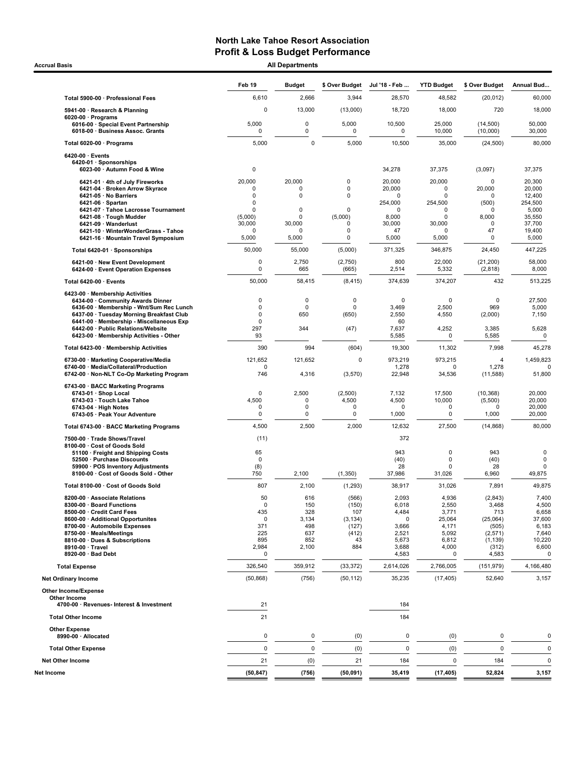# North Lake Tahoe Resort Association
## Profit & Loss Budget Performance

**Accrual Basis** — **All Departments**

| | Feb 19 | Budget | $ Over Budget | Jul '18 - Feb ... | YTD Budget | $ Over Budget | Annual Bud... |
|---|---|---|---|---|---|---|---|
| Total 5900-00 · Professional Fees | 6,610 | 2,666 | 3,944 | 28,570 | 48,582 | (20,012) | 60,000 |
| 5941-00 · Research & Planning | 0 | 13,000 | (13,000) | 18,720 | 18,000 | 720 | 18,000 |
| 6020-00 · Programs | | | | | | | |
| 6016-00 · Special Event Partnership | 5,000 | 0 | 5,000 | 10,500 | 25,000 | (14,500) | 50,000 |
| 6018-00 · Business Assoc. Grants | 0 | 0 | 0 | 0 | 10,000 | (10,000) | 30,000 |
| Total 6020-00 · Programs | 5,000 | 0 | 5,000 | 10,500 | 35,000 | (24,500) | 80,000 |
| 6420-00 · Events | | | | | | | |
| 6420-01 · Sponsorships | | | | | | | |
| 6023-00 · Autumn Food & Wine | 0 | | | 34,278 | 37,375 | (3,097) | 37,375 |
| 6421-01 · 4th of July Fireworks | 20,000 | 20,000 | 0 | 20,000 | 20,000 | 0 | 20,300 |
| 6421-04 · Broken Arrow Skyrace | 0 | 0 | 0 | 20,000 | 0 | 20,000 | 20,000 |
| 6421-05 · No Barriers | 0 | 0 | 0 | 0 | 0 | 0 | 12,400 |
| 6421-06 · Spartan | 0 | | | 254,000 | 254,500 | (500) | 254,500 |
| 6421-07 · Tahoe Lacrosse Tournament | 0 | 0 | 0 | 0 | 0 | 0 | 5,000 |
| 6421-08 · Tough Mudder | (5,000) | 0 | (5,000) | 8,000 | 0 | 8,000 | 35,550 |
| 6421-09 · Wanderlust | 30,000 | 30,000 | 0 | 30,000 | 30,000 | 0 | 37,700 |
| 6421-10 · WinterWonderGrass - Tahoe | 0 | 0 | 0 | 47 | 0 | 47 | 19,400 |
| 6421-16 · Mountain Travel Symposium | 5,000 | 5,000 | 0 | 5,000 | 5,000 | 0 | 5,000 |
| Total 6420-01 · Sponsorships | 50,000 | 55,000 | (5,000) | 371,325 | 346,875 | 24,450 | 447,225 |
| 6421-00 · New Event Development | 0 | 2,750 | (2,750) | 800 | 22,000 | (21,200) | 58,000 |
| 6424-00 · Event Operation Expenses | 0 | 665 | (665) | 2,514 | 5,332 | (2,818) | 8,000 |
| Total 6420-00 · Events | 50,000 | 58,415 | (8,415) | 374,639 | 374,207 | 432 | 513,225 |
| 6423-00 · Membership Activities | | | | | | | |
| 6434-00 · Community Awards Dinner | 0 | 0 | 0 | 0 | 0 | 0 | 27,500 |
| 6436-00 · Membership - Wnt/Sum Rec Lunch | 0 | 0 | 0 | 3,469 | 2,500 | 969 | 5,000 |
| 6437-00 · Tuesday Morning Breakfast Club | 0 | 650 | (650) | 2,550 | 4,550 | (2,000) | 7,150 |
| 6441-00 · Membership - Miscellaneous Exp | 0 | | | 60 | | | |
| 6442-00 · Public Relations/Website | 297 | 344 | (47) | 7,637 | 4,252 | 3,385 | 5,628 |
| 6423-00 · Membership Activities - Other | 93 | | | 5,585 | 0 | 5,585 | 0 |
| Total 6423-00 · Membership Activities | 390 | 994 | (604) | 19,300 | 11,302 | 7,998 | 45,278 |
| 6730-00 · Marketing Cooperative/Media | 121,652 | 121,652 | 0 | 973,219 | 973,215 | 4 | 1,459,823 |
| 6740-00 · Media/Collateral/Production | 0 | | | 1,278 | 0 | 1,278 | 0 |
| 6742-00 · Non-NLT Co-Op Marketing Program | 746 | 4,316 | (3,570) | 22,948 | 34,536 | (11,588) | 51,800 |
| 6743-00 · BACC Marketing Programs | | | | | | | |
| 6743-01 · Shop Local | 0 | 2,500 | (2,500) | 7,132 | 17,500 | (10,368) | 20,000 |
| 6743-03 · Touch Lake Tahoe | 4,500 | 0 | 4,500 | 4,500 | 10,000 | (5,500) | 20,000 |
| 6743-04 · High Notes | 0 | 0 | 0 | 0 | 0 | 0 | 20,000 |
| 6743-05 · Peak Your Adventure | 0 | 0 | 0 | 1,000 | 0 | 1,000 | 20,000 |
| Total 6743-00 · BACC Marketing Programs | 4,500 | 2,500 | 2,000 | 12,632 | 27,500 | (14,868) | 80,000 |
| 7500-00 · Trade Shows/Travel | (11) | | | 372 | | | |
| 8100-00 · Cost of Goods Sold | | | | | | | |
| 51100 · Freight and Shipping Costs | 65 | | | 943 | 0 | 943 | 0 |
| 52500 · Purchase Discounts | 0 | | | (40) | 0 | (40) | 0 |
| 59900 · POS Inventory Adjustments | (8) | | | 28 | 0 | 28 | 0 |
| 8100-00 · Cost of Goods Sold - Other | 750 | 2,100 | (1,350) | 37,986 | 31,026 | 6,960 | 49,875 |
| Total 8100-00 · Cost of Goods Sold | 807 | 2,100 | (1,293) | 38,917 | 31,026 | 7,891 | 49,875 |
| 8200-00 · Associate Relations | 50 | 616 | (566) | 2,093 | 4,936 | (2,843) | 7,400 |
| 8300-00 · Board Functions | 0 | 150 | (150) | 6,018 | 2,550 | 3,468 | 4,500 |
| 8500-00 · Credit Card Fees | 435 | 328 | 107 | 4,484 | 3,771 | 713 | 6,658 |
| 8600-00 · Additional Opportunites | 0 | 3,134 | (3,134) | 0 | 25,064 | (25,064) | 37,600 |
| 8700-00 · Automobile Expenses | 371 | 498 | (127) | 3,666 | 4,171 | (505) | 6,183 |
| 8750-00 · Meals/Meetings | 225 | 637 | (412) | 2,521 | 5,092 | (2,571) | 7,640 |
| 8810-00 · Dues & Subscriptions | 895 | 852 | 43 | 5,673 | 6,812 | (1,139) | 10,220 |
| 8910-00 · Travel | 2,984 | 2,100 | 884 | 3,688 | 4,000 | (312) | 6,600 |
| 8920-00 · Bad Debt | 0 | | | 4,583 | 0 | 4,583 | 0 |
| Total Expense | 326,540 | 359,912 | (33,372) | 2,614,026 | 2,766,005 | (151,979) | 4,166,480 |
| Net Ordinary Income | (50,868) | (756) | (50,112) | 35,235 | (17,405) | 52,640 | 3,157 |
| Other Income/Expense | | | | | | | |
| Other Income | | | | | | | |
| 4700-00 · Revenues- Interest & Investment | 21 | | | 184 | | | |
| Total Other Income | 21 | | | 184 | | | |
| Other Expense | | | | | | | |
| 8990-00 · Allocated | 0 | 0 | (0) | 0 | (0) | 0 | 0 |
| Total Other Expense | 0 | 0 | (0) | 0 | (0) | 0 | 0 |
| Net Other Income | 21 | (0) | 21 | 184 | 0 | 184 | 0 |
| Net Income | (50,847) | (756) | (50,091) | 35,419 | (17,405) | 52,824 | 3,157 |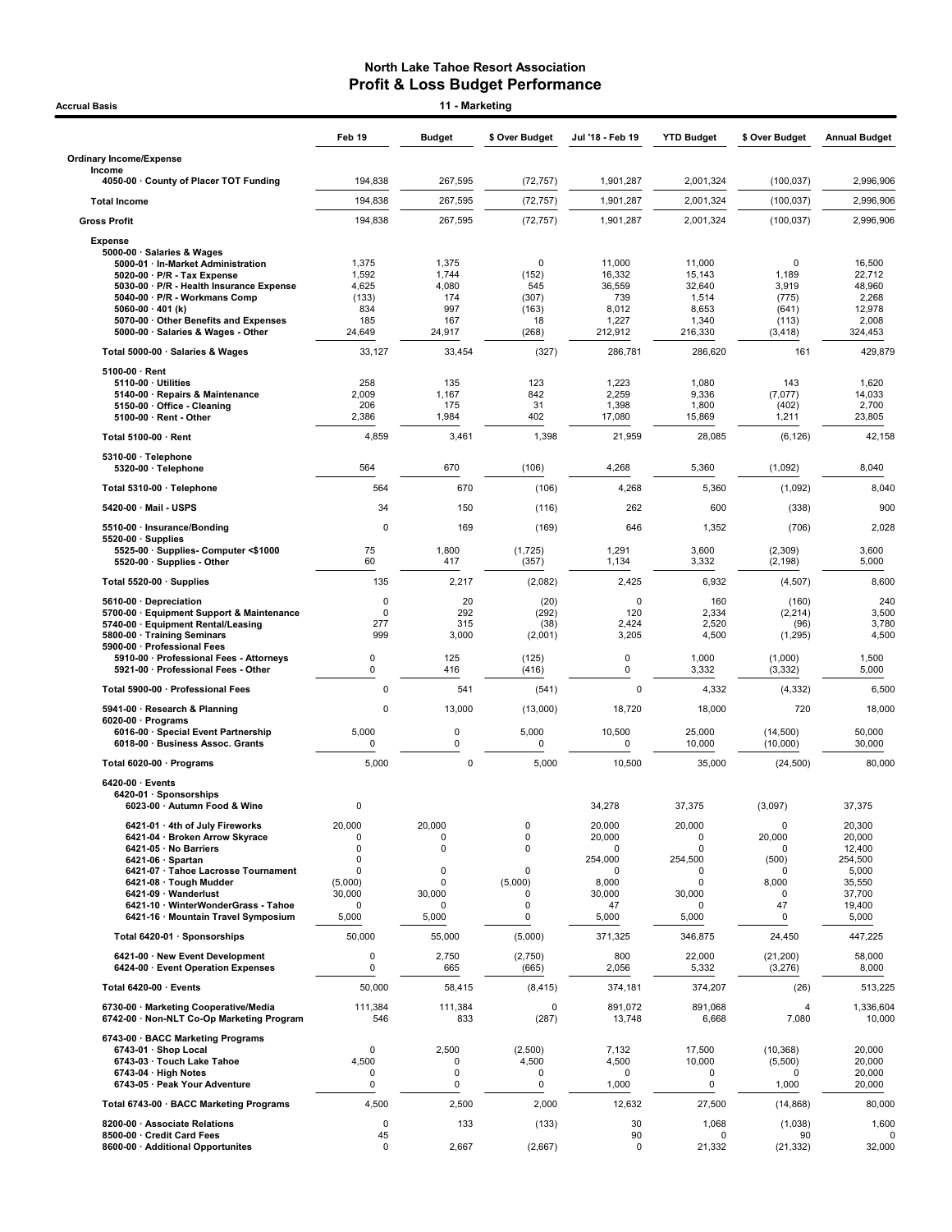# North Lake Tahoe Resort Association
## Profit & Loss Budget Performance

Accrual Basis — 11 - Marketing

| | Feb 19 | Budget | $ Over Budget | Jul '18 - Feb 19 | YTD Budget | $ Over Budget | Annual Budget |
|---|---|---|---|---|---|---|---|
| **Ordinary Income/Expense** | | | | | | | |
| Income | | | | | | | |
| 4050-00 · County of Placer TOT Funding | 194,838 | 267,595 | (72,757) | 1,901,287 | 2,001,324 | (100,037) | 2,996,906 |
| **Total Income** | 194,838 | 267,595 | (72,757) | 1,901,287 | 2,001,324 | (100,037) | 2,996,906 |
| **Gross Profit** | 194,838 | 267,595 | (72,757) | 1,901,287 | 2,001,324 | (100,037) | 2,996,906 |
| **Expense** | | | | | | | |
| 5000-00 · Salaries & Wages | | | | | | | |
| 5000-01 · In-Market Administration | 1,375 | 1,375 | 0 | 11,000 | 11,000 | 0 | 16,500 |
| 5020-00 · P/R - Tax Expense | 1,592 | 1,744 | (152) | 16,332 | 15,143 | 1,189 | 22,712 |
| 5030-00 · P/R - Health Insurance Expense | 4,625 | 4,080 | 545 | 36,559 | 32,640 | 3,919 | 48,960 |
| 5040-00 · P/R - Workmans Comp | (133) | 174 | (307) | 739 | 1,514 | (775) | 2,268 |
| 5060-00 · 401 (k) | 834 | 997 | (163) | 8,012 | 8,653 | (641) | 12,978 |
| 5070-00 · Other Benefits and Expenses | 185 | 167 | 18 | 1,227 | 1,340 | (113) | 2,008 |
| 5000-00 · Salaries & Wages - Other | 24,649 | 24,917 | (268) | 212,912 | 216,330 | (3,418) | 324,453 |
| Total 5000-00 · Salaries & Wages | 33,127 | 33,454 | (327) | 286,781 | 286,620 | 161 | 429,879 |
| 5100-00 · Rent | | | | | | | |
| 5110-00 · Utilities | 258 | 135 | 123 | 1,223 | 1,080 | 143 | 1,620 |
| 5140-00 · Repairs & Maintenance | 2,009 | 1,167 | 842 | 2,259 | 9,336 | (7,077) | 14,033 |
| 5150-00 · Office - Cleaning | 206 | 175 | 31 | 1,398 | 1,800 | (402) | 2,700 |
| 5100-00 · Rent - Other | 2,386 | 1,984 | 402 | 17,080 | 15,869 | 1,211 | 23,805 |
| Total 5100-00 · Rent | 4,859 | 3,461 | 1,398 | 21,959 | 28,085 | (6,126) | 42,158 |
| 5310-00 · Telephone | | | | | | | |
| 5320-00 · Telephone | 564 | 670 | (106) | 4,268 | 5,360 | (1,092) | 8,040 |
| Total 5310-00 · Telephone | 564 | 670 | (106) | 4,268 | 5,360 | (1,092) | 8,040 |
| 5420-00 · Mail - USPS | 34 | 150 | (116) | 262 | 600 | (338) | 900 |
| 5510-00 · Insurance/Bonding | 0 | 169 | (169) | 646 | 1,352 | (706) | 2,028 |
| 5520-00 · Supplies | | | | | | | |
| 5525-00 · Supplies- Computer <$1000 | 75 | 1,800 | (1,725) | 1,291 | 3,600 | (2,309) | 3,600 |
| 5520-00 · Supplies - Other | 60 | 417 | (357) | 1,134 | 3,332 | (2,198) | 5,000 |
| Total 5520-00 · Supplies | 135 | 2,217 | (2,082) | 2,425 | 6,932 | (4,507) | 8,600 |
| 5610-00 · Depreciation | 0 | 20 | (20) | 0 | 160 | (160) | 240 |
| 5700-00 · Equipment Support & Maintenance | 0 | 292 | (292) | 120 | 2,334 | (2,214) | 3,500 |
| 5740-00 · Equipment Rental/Leasing | 277 | 315 | (38) | 2,424 | 2,520 | (96) | 3,780 |
| 5800-00 · Training Seminars | 999 | 3,000 | (2,001) | 3,205 | 4,500 | (1,295) | 4,500 |
| 5900-00 · Professional Fees | | | | | | | |
| 5910-00 · Professional Fees - Attorneys | 0 | 125 | (125) | 0 | 1,000 | (1,000) | 1,500 |
| 5921-00 · Professional Fees - Other | 0 | 416 | (416) | 0 | 3,332 | (3,332) | 5,000 |
| Total 5900-00 · Professional Fees | 0 | 541 | (541) | 0 | 4,332 | (4,332) | 6,500 |
| 5941-00 · Research & Planning | 0 | 13,000 | (13,000) | 18,720 | 18,000 | 720 | 18,000 |
| 6020-00 · Programs | | | | | | | |
| 6016-00 · Special Event Partnership | 5,000 | 0 | 5,000 | 10,500 | 25,000 | (14,500) | 50,000 |
| 6018-00 · Business Assoc. Grants | 0 | 0 | 0 | 0 | 10,000 | (10,000) | 30,000 |
| Total 6020-00 · Programs | 5,000 | 0 | 5,000 | 10,500 | 35,000 | (24,500) | 80,000 |
| 6420-00 · Events | | | | | | | |
| 6420-01 · Sponsorships | | | | | | | |
| 6023-00 · Autumn Food & Wine | 0 | | | 34,278 | 37,375 | (3,097) | 37,375 |
| 6421-01 · 4th of July Fireworks | 20,000 | 20,000 | 0 | 20,000 | 20,000 | 0 | 20,300 |
| 6421-04 · Broken Arrow Skyrace | 0 | 0 | 0 | 20,000 | 0 | 20,000 | 20,000 |
| 6421-05 · No Barriers | 0 | 0 | 0 | 0 | 0 | 0 | 12,400 |
| 6421-06 · Spartan | 0 | | | 254,000 | 254,500 | (500) | 254,500 |
| 6421-07 · Tahoe Lacrosse Tournament | 0 | 0 | 0 | 0 | 0 | 0 | 5,000 |
| 6421-08 · Tough Mudder | (5,000) | 0 | (5,000) | 8,000 | 0 | 8,000 | 35,550 |
| 6421-09 · Wanderlust | 30,000 | 30,000 | 0 | 30,000 | 30,000 | 0 | 37,700 |
| 6421-10 · WinterWonderGrass - Tahoe | 0 | 0 | 0 | 47 | 0 | 47 | 19,400 |
| 6421-16 · Mountain Travel Symposium | 5,000 | 5,000 | 0 | 5,000 | 5,000 | 0 | 5,000 |
| Total 6420-01 · Sponsorships | 50,000 | 55,000 | (5,000) | 371,325 | 346,875 | 24,450 | 447,225 |
| 6421-00 · New Event Development | 0 | 2,750 | (2,750) | 800 | 22,000 | (21,200) | 58,000 |
| 6424-00 · Event Operation Expenses | 0 | 665 | (665) | 2,056 | 5,332 | (3,276) | 8,000 |
| Total 6420-00 · Events | 50,000 | 58,415 | (8,415) | 374,181 | 374,207 | (26) | 513,225 |
| 6730-00 · Marketing Cooperative/Media | 111,384 | 111,384 | 0 | 891,072 | 891,068 | 4 | 1,336,604 |
| 6742-00 · Non-NLT Co-Op Marketing Program | 546 | 833 | (287) | 13,748 | 6,668 | 7,080 | 10,000 |
| 6743-00 · BACC Marketing Programs | | | | | | | |
| 6743-01 · Shop Local | 0 | 2,500 | (2,500) | 7,132 | 17,500 | (10,368) | 20,000 |
| 6743-03 · Touch Lake Tahoe | 4,500 | 0 | 4,500 | 4,500 | 10,000 | (5,500) | 20,000 |
| 6743-04 · High Notes | 0 | 0 | 0 | 0 | 0 | 0 | 20,000 |
| 6743-05 · Peak Your Adventure | 0 | 0 | 0 | 1,000 | 0 | 1,000 | 20,000 |
| Total 6743-00 · BACC Marketing Programs | 4,500 | 2,500 | 2,000 | 12,632 | 27,500 | (14,868) | 80,000 |
| 8200-00 · Associate Relations | 0 | 133 | (133) | 30 | 1,068 | (1,038) | 1,600 |
| 8500-00 · Credit Card Fees | 45 | | | 90 | 0 | 90 | 0 |
| 8600-00 · Additional Opportunites | 0 | 2,667 | (2,667) | 0 | 21,332 | (21,332) | 32,000 |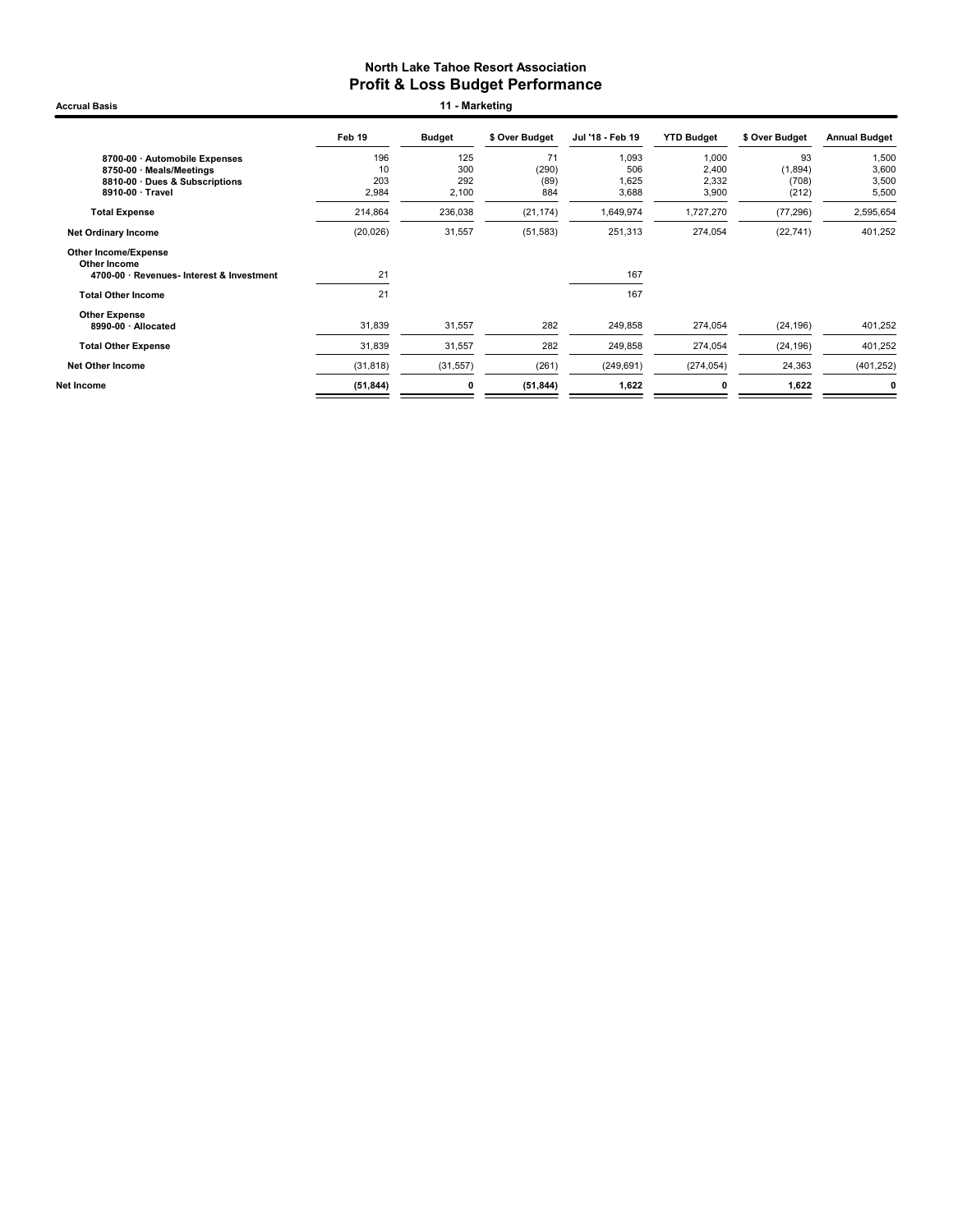# North Lake Tahoe Resort Association
## Profit & Loss Budget Performance

Accrual Basis — 11 - Marketing

| | Feb 19 | Budget | $ Over Budget | Jul '18 - Feb 19 | YTD Budget | $ Over Budget | Annual Budget |
|---|---|---|---|---|---|---|---|
| 8700-00 · Automobile Expenses | 196 | 125 | 71 | 1,093 | 1,000 | 93 | 1,500 |
| 8750-00 · Meals/Meetings | 10 | 300 | (290) | 506 | 2,400 | (1,894) | 3,600 |
| 8810-00 · Dues & Subscriptions | 203 | 292 | (89) | 1,625 | 2,332 | (708) | 3,500 |
| 8910-00 · Travel | 2,984 | 2,100 | 884 | 3,688 | 3,900 | (212) | 5,500 |
| **Total Expense** | 214,864 | 236,038 | (21,174) | 1,649,974 | 1,727,270 | (77,296) | 2,595,654 |
| **Net Ordinary Income** | (20,026) | 31,557 | (51,583) | 251,313 | 274,054 | (22,741) | 401,252 |
| **Other Income/Expense** | | | | | | | |
| **Other Income** | | | | | | | |
| 4700-00 · Revenues- Interest & Investment | 21 | | | 167 | | | |
| **Total Other Income** | 21 | | | 167 | | | |
| **Other Expense** | | | | | | | |
| 8990-00 · Allocated | 31,839 | 31,557 | 282 | 249,858 | 274,054 | (24,196) | 401,252 |
| **Total Other Expense** | 31,839 | 31,557 | 282 | 249,858 | 274,054 | (24,196) | 401,252 |
| **Net Other Income** | (31,818) | (31,557) | (261) | (249,691) | (274,054) | 24,363 | (401,252) |
| **Net Income** | **(51,844)** | **0** | **(51,844)** | **1,622** | **0** | **1,622** | **0** |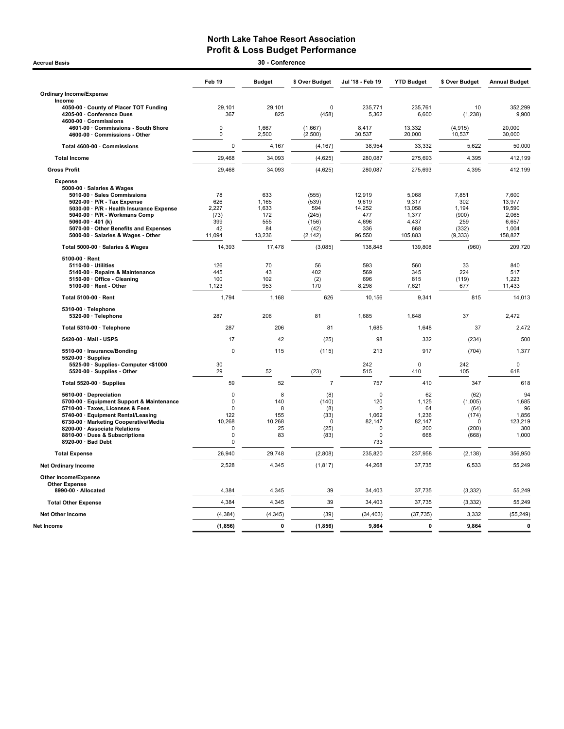# North Lake Tahoe Resort Association
## Profit & Loss Budget Performance

**Accrual Basis** — **30 - Conference**

| | Feb 19 | Budget | $ Over Budget | Jul '18 - Feb 19 | YTD Budget | $ Over Budget | Annual Budget |
|---|---|---|---|---|---|---|---|
| **Ordinary Income/Expense** | | | | | | | |
| **Income** | | | | | | | |
| **4050-00 · County of Placer TOT Funding** | 29,101 | 29,101 | 0 | 235,771 | 235,761 | 10 | 352,299 |
| **4205-00 · Conference Dues** | 367 | 825 | (458) | 5,362 | 6,600 | (1,238) | 9,900 |
| **4600-00 · Commissions** | | | | | | | |
| **4601-00 · Commissions - South Shore** | 0 | 1,667 | (1,667) | 8,417 | 13,332 | (4,915) | 20,000 |
| **4600-00 · Commissions - Other** | 0 | 2,500 | (2,500) | 30,537 | 20,000 | 10,537 | 30,000 |
| **Total 4600-00 · Commissions** | 0 | 4,167 | (4,167) | 38,954 | 33,332 | 5,622 | 50,000 |
| **Total Income** | 29,468 | 34,093 | (4,625) | 280,087 | 275,693 | 4,395 | 412,199 |
| **Gross Profit** | 29,468 | 34,093 | (4,625) | 280,087 | 275,693 | 4,395 | 412,199 |
| **Expense** | | | | | | | |
| **5000-00 · Salaries & Wages** | | | | | | | |
| **5010-00 · Sales Commissions** | 78 | 633 | (555) | 12,919 | 5,068 | 7,851 | 7,600 |
| **5020-00 · P/R - Tax Expense** | 626 | 1,165 | (539) | 9,619 | 9,317 | 302 | 13,977 |
| **5030-00 · P/R - Health Insurance Expense** | 2,227 | 1,633 | 594 | 14,252 | 13,058 | 1,194 | 19,590 |
| **5040-00 · P/R - Workmans Comp** | (73) | 172 | (245) | 477 | 1,377 | (900) | 2,065 |
| **5060-00 · 401 (k)** | 399 | 555 | (156) | 4,696 | 4,437 | 259 | 6,657 |
| **5070-00 · Other Benefits and Expenses** | 42 | 84 | (42) | 336 | 668 | (332) | 1,004 |
| **5000-00 · Salaries & Wages - Other** | 11,094 | 13,236 | (2,142) | 96,550 | 105,883 | (9,333) | 158,827 |
| **Total 5000-00 · Salaries & Wages** | 14,393 | 17,478 | (3,085) | 138,848 | 139,808 | (960) | 209,720 |
| **5100-00 · Rent** | | | | | | | |
| **5110-00 · Utilities** | 126 | 70 | 56 | 593 | 560 | 33 | 840 |
| **5140-00 · Repairs & Maintenance** | 445 | 43 | 402 | 569 | 345 | 224 | 517 |
| **5150-00 · Office - Cleaning** | 100 | 102 | (2) | 696 | 815 | (119) | 1,223 |
| **5100-00 · Rent - Other** | 1,123 | 953 | 170 | 8,298 | 7,621 | 677 | 11,433 |
| **Total 5100-00 · Rent** | 1,794 | 1,168 | 626 | 10,156 | 9,341 | 815 | 14,013 |
| **5310-00 · Telephone** | | | | | | | |
| **5320-00 · Telephone** | 287 | 206 | 81 | 1,685 | 1,648 | 37 | 2,472 |
| **Total 5310-00 · Telephone** | 287 | 206 | 81 | 1,685 | 1,648 | 37 | 2,472 |
| **5420-00 · Mail - USPS** | 17 | 42 | (25) | 98 | 332 | (234) | 500 |
| **5510-00 · Insurance/Bonding** | 0 | 115 | (115) | 213 | 917 | (704) | 1,377 |
| **5520-00 · Supplies** | | | | | | | |
| **5525-00 · Supplies- Computer <$1000** | 30 | | | 242 | 0 | 242 | 0 |
| **5520-00 · Supplies - Other** | 29 | 52 | (23) | 515 | 410 | 105 | 618 |
| **Total 5520-00 · Supplies** | 59 | 52 | 7 | 757 | 410 | 347 | 618 |
| **5610-00 · Depreciation** | 0 | 8 | (8) | 0 | 62 | (62) | 94 |
| **5700-00 · Equipment Support & Maintenance** | 0 | 140 | (140) | 120 | 1,125 | (1,005) | 1,685 |
| **5710-00 · Taxes, Licenses & Fees** | 0 | 8 | (8) | 0 | 64 | (64) | 96 |
| **5740-00 · Equipment Rental/Leasing** | 122 | 155 | (33) | 1,062 | 1,236 | (174) | 1,856 |
| **6730-00 · Marketing Cooperative/Media** | 10,268 | 10,268 | 0 | 82,147 | 82,147 | 0 | 123,219 |
| **8200-00 · Associate Relations** | 0 | 25 | (25) | 0 | 200 | (200) | 300 |
| **8810-00 · Dues & Subscriptions** | 0 | 83 | (83) | 0 | 668 | (668) | 1,000 |
| **8920-00 · Bad Debt** | 0 | | | 733 | | | |
| **Total Expense** | 26,940 | 29,748 | (2,808) | 235,820 | 237,958 | (2,138) | 356,950 |
| **Net Ordinary Income** | 2,528 | 4,345 | (1,817) | 44,268 | 37,735 | 6,533 | 55,249 |
| **Other Income/Expense** | | | | | | | |
| **Other Expense** | | | | | | | |
| **8990-00 · Allocated** | 4,384 | 4,345 | 39 | 34,403 | 37,735 | (3,332) | 55,249 |
| **Total Other Expense** | 4,384 | 4,345 | 39 | 34,403 | 37,735 | (3,332) | 55,249 |
| **Net Other Income** | (4,384) | (4,345) | (39) | (34,403) | (37,735) | 3,332 | (55,249) |
| **Net Income** | **(1,856)** | **0** | **(1,856)** | **9,864** | **0** | **9,864** | **0** |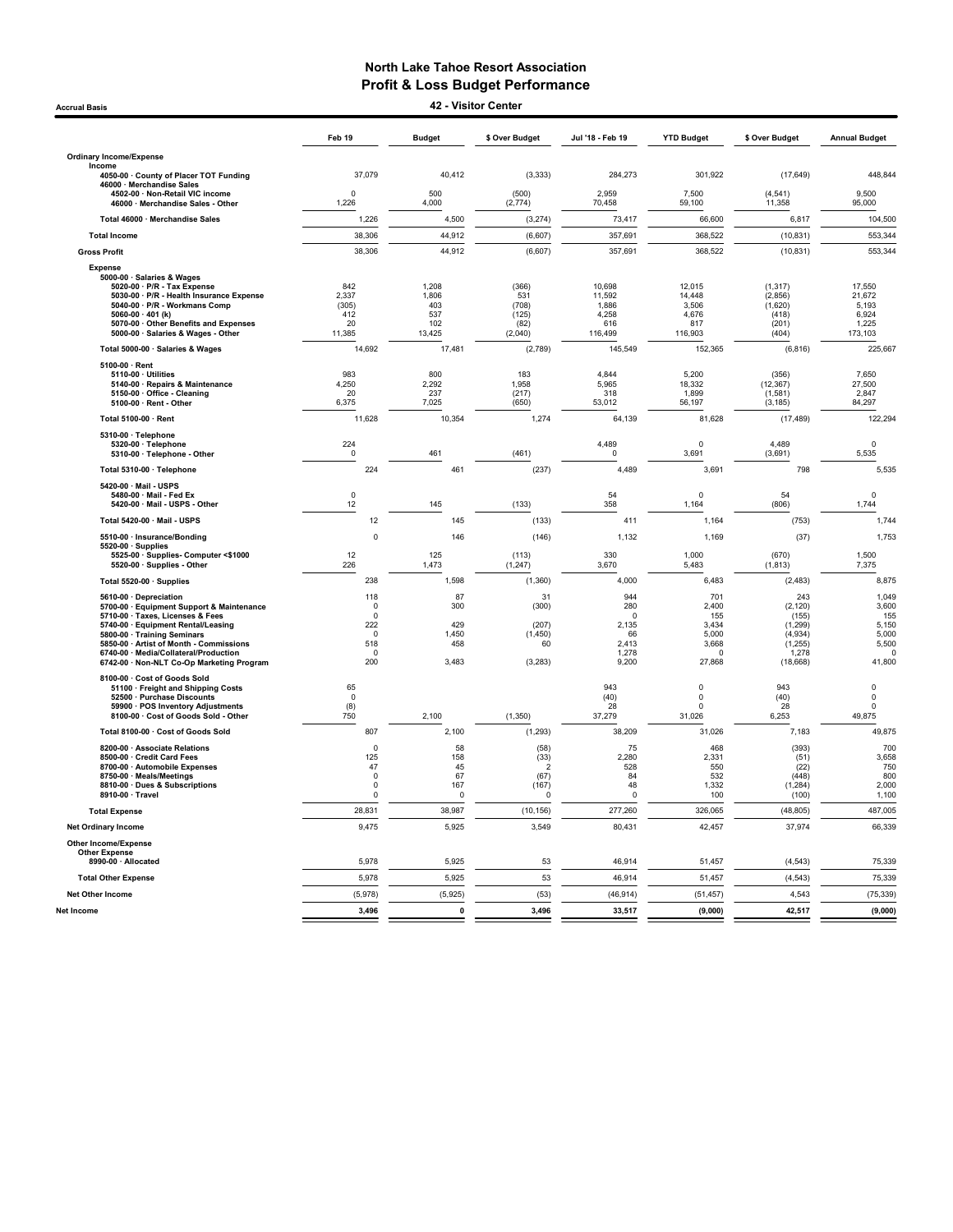# North Lake Tahoe Resort Association
## Profit & Loss Budget Performance

**Accrual Basis** — **42 - Visitor Center**

| | Feb 19 | Budget | $ Over Budget | Jul '18 - Feb 19 | YTD Budget | $ Over Budget | Annual Budget |
|---|---|---|---|---|---|---|---|
| **Ordinary Income/Expense** | | | | | | | |
| Income | | | | | | | |
| 4050-00 · County of Placer TOT Funding | 37,079 | 40,412 | (3,333) | 284,273 | 301,922 | (17,649) | 448,844 |
| 46000 · Merchandise Sales | | | | | | | |
| 4502-00 · Non-Retail VIC income | 0 | 500 | (500) | 2,959 | 7,500 | (4,541) | 9,500 |
| 46000 · Merchandise Sales - Other | 1,226 | 4,000 | (2,774) | 70,458 | 59,100 | 11,358 | 95,000 |
| Total 46000 · Merchandise Sales | 1,226 | 4,500 | (3,274) | 73,417 | 66,600 | 6,817 | 104,500 |
| Total Income | 38,306 | 44,912 | (6,607) | 357,691 | 368,522 | (10,831) | 553,344 |
| Gross Profit | 38,306 | 44,912 | (6,607) | 357,691 | 368,522 | (10,831) | 553,344 |
| Expense | | | | | | | |
| 5000-00 · Salaries & Wages | | | | | | | |
| 5020-00 · P/R - Tax Expense | 842 | 1,208 | (366) | 10,698 | 12,015 | (1,317) | 17,550 |
| 5030-00 · P/R - Health Insurance Expense | 2,337 | 1,806 | 531 | 11,592 | 14,448 | (2,856) | 21,672 |
| 5040-00 · P/R - Workmans Comp | (305) | 403 | (708) | 1,886 | 3,506 | (1,620) | 5,193 |
| 5060-00 · 401 (k) | 412 | 537 | (125) | 4,258 | 4,676 | (418) | 6,924 |
| 5070-00 · Other Benefits and Expenses | 20 | 102 | (82) | 616 | 817 | (201) | 1,225 |
| 5000-00 · Salaries & Wages - Other | 11,385 | 13,425 | (2,040) | 116,499 | 116,903 | (404) | 173,103 |
| Total 5000-00 · Salaries & Wages | 14,692 | 17,481 | (2,789) | 145,549 | 152,365 | (6,816) | 225,667 |
| 5100-00 · Rent | | | | | | | |
| 5110-00 · Utilities | 983 | 800 | 183 | 4,844 | 5,200 | (356) | 7,650 |
| 5140-00 · Repairs & Maintenance | 4,250 | 2,292 | 1,958 | 5,965 | 18,332 | (12,367) | 27,500 |
| 5150-00 · Office - Cleaning | 20 | 237 | (217) | 318 | 1,899 | (1,581) | 2,847 |
| 5100-00 · Rent - Other | 6,375 | 7,025 | (650) | 53,012 | 56,197 | (3,185) | 84,297 |
| Total 5100-00 · Rent | 11,628 | 10,354 | 1,274 | 64,139 | 81,628 | (17,489) | 122,294 |
| 5310-00 · Telephone | | | | | | | |
| 5320-00 · Telephone | 224 | | | 4,489 | 0 | 4,489 | 0 |
| 5310-00 · Telephone - Other | 0 | 461 | (461) | 0 | 3,691 | (3,691) | 5,535 |
| Total 5310-00 · Telephone | 224 | 461 | (237) | 4,489 | 3,691 | 798 | 5,535 |
| 5420-00 · Mail - USPS | | | | | | | |
| 5480-00 · Mail - Fed Ex | 0 | | | 54 | 0 | 54 | 0 |
| 5420-00 · Mail - USPS - Other | 12 | 145 | (133) | 358 | 1,164 | (806) | 1,744 |
| Total 5420-00 · Mail - USPS | 12 | 145 | (133) | 411 | 1,164 | (753) | 1,744 |
| 5510-00 · Insurance/Bonding | 0 | 146 | (146) | 1,132 | 1,169 | (37) | 1,753 |
| 5520-00 · Supplies | | | | | | | |
| 5525-00 · Supplies- Computer <$1000 | 12 | 125 | (113) | 330 | 1,000 | (670) | 1,500 |
| 5520-00 · Supplies - Other | 226 | 1,473 | (1,247) | 3,670 | 5,483 | (1,813) | 7,375 |
| Total 5520-00 · Supplies | 238 | 1,598 | (1,360) | 4,000 | 6,483 | (2,483) | 8,875 |
| 5610-00 · Depreciation | 118 | 87 | 31 | 944 | 701 | 243 | 1,049 |
| 5700-00 · Equipment Support & Maintenance | 0 | 300 | (300) | 280 | 2,400 | (2,120) | 3,600 |
| 5710-00 · Taxes, Licenses & Fees | 0 | | | 0 | 155 | (155) | 155 |
| 5740-00 · Equipment Rental/Leasing | 222 | 429 | (207) | 2,135 | 3,434 | (1,299) | 5,150 |
| 5800-00 · Training Seminars | 0 | 1,450 | (1,450) | 66 | 5,000 | (4,934) | 5,000 |
| 5850-00 · Artist of Month - Commissions | 518 | 458 | 60 | 2,413 | 3,668 | (1,255) | 5,500 |
| 6740-00 · Media/Collateral/Production | 0 | | | 1,278 | 0 | 1,278 | 0 |
| 6742-00 · Non-NLT Co-Op Marketing Program | 200 | 3,483 | (3,283) | 9,200 | 27,868 | (18,668) | 41,800 |
| 8100-00 · Cost of Goods Sold | | | | | | | |
| 51100 · Freight and Shipping Costs | 65 | | | 943 | 0 | 943 | 0 |
| 52500 · Purchase Discounts | 0 | | | (40) | 0 | (40) | 0 |
| 59900 · POS Inventory Adjustments | (8) | | | 28 | 0 | 28 | 0 |
| 8100-00 · Cost of Goods Sold - Other | 750 | 2,100 | (1,350) | 37,279 | 31,026 | 6,253 | 49,875 |
| Total 8100-00 · Cost of Goods Sold | 807 | 2,100 | (1,293) | 38,209 | 31,026 | 7,183 | 49,875 |
| 8200-00 · Associate Relations | 0 | 58 | (58) | 75 | 468 | (393) | 700 |
| 8500-00 · Credit Card Fees | 125 | 158 | (33) | 2,280 | 2,331 | (51) | 3,658 |
| 8700-00 · Automobile Expenses | 47 | 45 | 2 | 528 | 550 | (22) | 750 |
| 8750-00 · Meals/Meetings | 0 | 67 | (67) | 84 | 532 | (448) | 800 |
| 8810-00 · Dues & Subscriptions | 0 | 167 | (167) | 48 | 1,332 | (1,284) | 2,000 |
| 8910-00 · Travel | 0 | 0 | 0 | 0 | 100 | (100) | 1,100 |
| Total Expense | 28,831 | 38,987 | (10,156) | 277,260 | 326,065 | (48,805) | 487,005 |
| Net Ordinary Income | 9,475 | 5,925 | 3,549 | 80,431 | 42,457 | 37,974 | 66,339 |
| **Other Income/Expense** | | | | | | | |
| Other Expense | | | | | | | |
| 8990-00 · Allocated | 5,978 | 5,925 | 53 | 46,914 | 51,457 | (4,543) | 75,339 |
| Total Other Expense | 5,978 | 5,925 | 53 | 46,914 | 51,457 | (4,543) | 75,339 |
| Net Other Income | (5,978) | (5,925) | (53) | (46,914) | (51,457) | 4,543 | (75,339) |
| **Net Income** | **3,496** | **0** | **3,496** | **33,517** | **(9,000)** | **42,517** | **(9,000)** |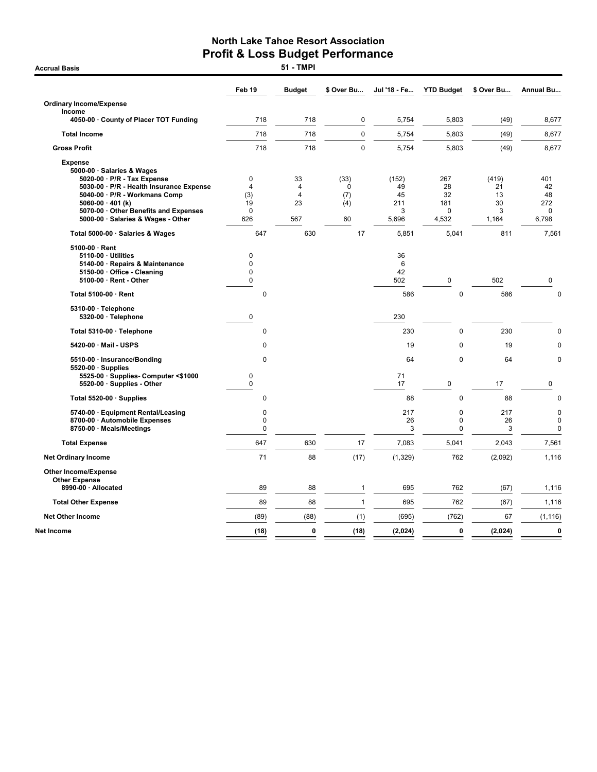# North Lake Tahoe Resort Association
## Profit & Loss Budget Performance

**Accrual Basis** — **51 - TMPI**

| | Feb 19 | Budget | $ Over Bu... | Jul '18 - Fe... | YTD Budget | $ Over Bu... | Annual Bu... |
|---|---|---|---|---|---|---|---|
| **Ordinary Income/Expense** | | | | | | | |
| **Income** | | | | | | | |
| **4050-00 · County of Placer TOT Funding** | 718 | 718 | 0 | 5,754 | 5,803 | (49) | 8,677 |
| **Total Income** | 718 | 718 | 0 | 5,754 | 5,803 | (49) | 8,677 |
| **Gross Profit** | 718 | 718 | 0 | 5,754 | 5,803 | (49) | 8,677 |
| **Expense** | | | | | | | |
| **5000-00 · Salaries & Wages** | | | | | | | |
| **5020-00 · P/R - Tax Expense** | 0 | 33 | (33) | (152) | 267 | (419) | 401 |
| **5030-00 · P/R - Health Insurance Expense** | 4 | 4 | 0 | 49 | 28 | 21 | 42 |
| **5040-00 · P/R - Workmans Comp** | (3) | 4 | (7) | 45 | 32 | 13 | 48 |
| **5060-00 · 401 (k)** | 19 | 23 | (4) | 211 | 181 | 30 | 272 |
| **5070-00 · Other Benefits and Expenses** | 0 | | | 3 | 0 | 3 | 0 |
| **5000-00 · Salaries & Wages - Other** | 626 | 567 | 60 | 5,696 | 4,532 | 1,164 | 6,798 |
| **Total 5000-00 · Salaries & Wages** | 647 | 630 | 17 | 5,851 | 5,041 | 811 | 7,561 |
| **5100-00 · Rent** | | | | | | | |
| **5110-00 · Utilities** | 0 | | | 36 | | | |
| **5140-00 · Repairs & Maintenance** | 0 | | | 6 | | | |
| **5150-00 · Office - Cleaning** | 0 | | | 42 | | | |
| **5100-00 · Rent - Other** | 0 | | | 502 | 0 | 502 | 0 |
| **Total 5100-00 · Rent** | 0 | | | 586 | 0 | 586 | 0 |
| **5310-00 · Telephone** | | | | | | | |
| **5320-00 · Telephone** | 0 | | | 230 | | | |
| **Total 5310-00 · Telephone** | 0 | | | 230 | 0 | 230 | 0 |
| **5420-00 · Mail - USPS** | 0 | | | 19 | 0 | 19 | 0 |
| **5510-00 · Insurance/Bonding** | 0 | | | 64 | 0 | 64 | 0 |
| **5520-00 · Supplies** | | | | | | | |
| **5525-00 · Supplies- Computer <$1000** | 0 | | | 71 | | | |
| **5520-00 · Supplies - Other** | 0 | | | 17 | 0 | 17 | 0 |
| **Total 5520-00 · Supplies** | 0 | | | 88 | 0 | 88 | 0 |
| **5740-00 · Equipment Rental/Leasing** | 0 | | | 217 | 0 | 217 | 0 |
| **8700-00 · Automobile Expenses** | 0 | | | 26 | 0 | 26 | 0 |
| **8750-00 · Meals/Meetings** | 0 | | | 3 | 0 | 3 | 0 |
| **Total Expense** | 647 | 630 | 17 | 7,083 | 5,041 | 2,043 | 7,561 |
| **Net Ordinary Income** | 71 | 88 | (17) | (1,329) | 762 | (2,092) | 1,116 |
| **Other Income/Expense** | | | | | | | |
| **Other Expense** | | | | | | | |
| **8990-00 · Allocated** | 89 | 88 | 1 | 695 | 762 | (67) | 1,116 |
| **Total Other Expense** | 89 | 88 | 1 | 695 | 762 | (67) | 1,116 |
| **Net Other Income** | (89) | (88) | (1) | (695) | (762) | 67 | (1,116) |
| **Net Income** | **(18)** | **0** | **(18)** | **(2,024)** | **0** | **(2,024)** | **0** |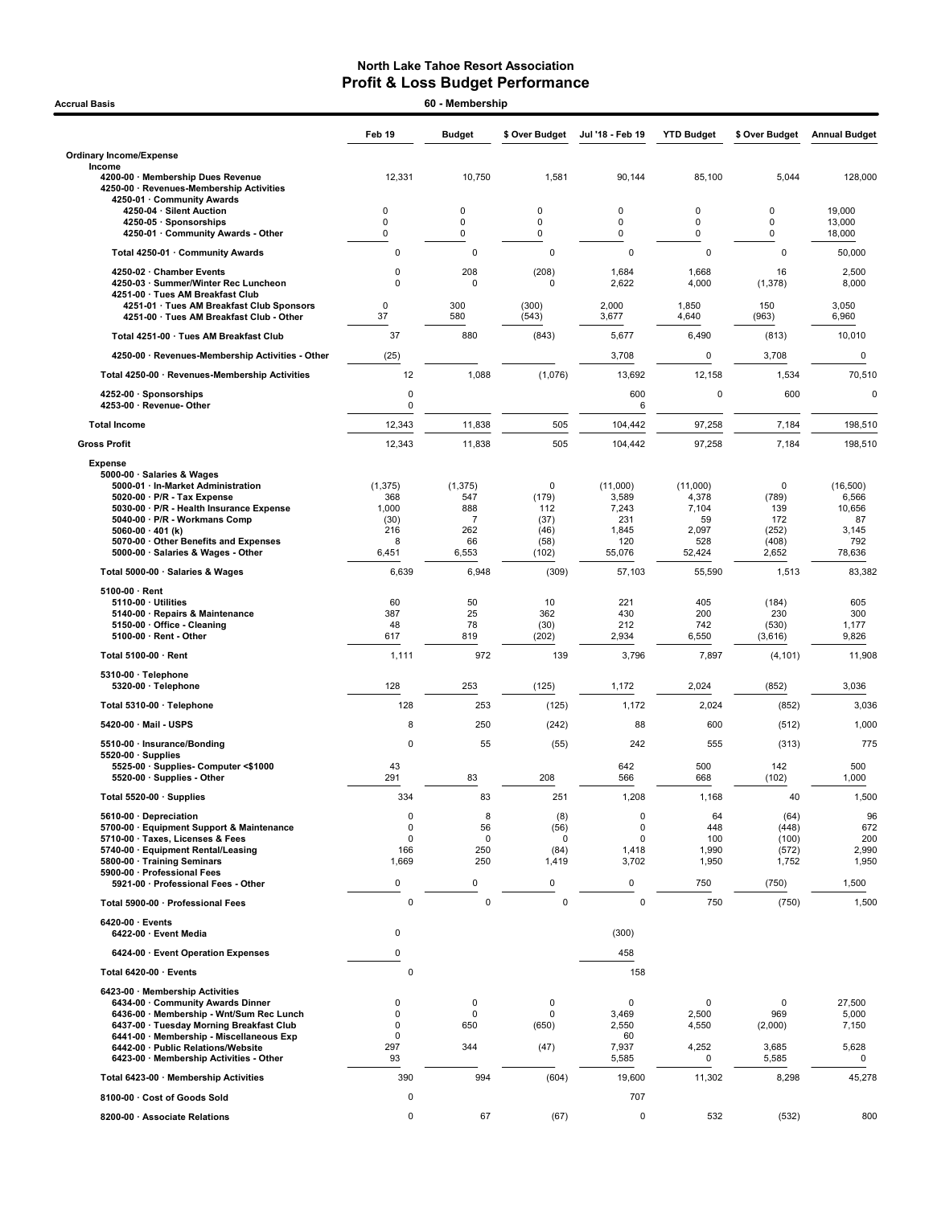# North Lake Tahoe Resort Association
## Profit & Loss Budget Performance

**Accrual Basis** — **60 - Membership**

| | Feb 19 | Budget | $ Over Budget | Jul '18 - Feb 19 | YTD Budget | $ Over Budget | Annual Budget |
|---|---|---|---|---|---|---|---|
| **Ordinary Income/Expense** | | | | | | | |
| **Income** | | | | | | | |
| 4200-00 · Membership Dues Revenue | 12,331 | 10,750 | 1,581 | 90,144 | 85,100 | 5,044 | 128,000 |
| 4250-00 · Revenues-Membership Activities | | | | | | | |
| 4250-01 · Community Awards | | | | | | | |
| 4250-04 · Silent Auction | 0 | 0 | 0 | 0 | 0 | 0 | 19,000 |
| 4250-05 · Sponsorships | 0 | 0 | 0 | 0 | 0 | 0 | 13,000 |
| 4250-01 · Community Awards - Other | 0 | 0 | 0 | 0 | 0 | 0 | 18,000 |
| Total 4250-01 · Community Awards | 0 | 0 | 0 | 0 | 0 | 0 | 50,000 |
| 4250-02 · Chamber Events | 0 | 208 | (208) | 1,684 | 1,668 | 16 | 2,500 |
| 4250-03 · Summer/Winter Rec Luncheon | 0 | 0 | 0 | 2,622 | 4,000 | (1,378) | 8,000 |
| 4251-00 · Tues AM Breakfast Club | | | | | | | |
| 4251-01 · Tues AM Breakfast Club Sponsors | 0 | 300 | (300) | 2,000 | 1,850 | 150 | 3,050 |
| 4251-00 · Tues AM Breakfast Club - Other | 37 | 580 | (543) | 3,677 | 4,640 | (963) | 6,960 |
| Total 4251-00 · Tues AM Breakfast Club | 37 | 880 | (843) | 5,677 | 6,490 | (813) | 10,010 |
| 4250-00 · Revenues-Membership Activities - Other | (25) | | | 3,708 | 0 | 3,708 | 0 |
| Total 4250-00 · Revenues-Membership Activities | 12 | 1,088 | (1,076) | 13,692 | 12,158 | 1,534 | 70,510 |
| 4252-00 · Sponsorships | 0 | | | 600 | 0 | 600 | 0 |
| 4253-00 · Revenue- Other | 0 | | | 6 | | | |
| **Total Income** | 12,343 | 11,838 | 505 | 104,442 | 97,258 | 7,184 | 198,510 |
| **Gross Profit** | 12,343 | 11,838 | 505 | 104,442 | 97,258 | 7,184 | 198,510 |
| **Expense** | | | | | | | |
| 5000-00 · Salaries & Wages | | | | | | | |
| 5000-01 · In-Market Administration | (1,375) | (1,375) | 0 | (11,000) | (11,000) | 0 | (16,500) |
| 5020-00 · P/R - Tax Expense | 368 | 547 | (179) | 3,589 | 4,378 | (789) | 6,566 |
| 5030-00 · P/R - Health Insurance Expense | 1,000 | 888 | 112 | 7,243 | 7,104 | 139 | 10,656 |
| 5040-00 · P/R - Workmans Comp | (30) | 7 | (37) | 231 | 59 | 172 | 87 |
| 5060-00 · 401 (k) | 216 | 262 | (46) | 1,845 | 2,097 | (252) | 3,145 |
| 5070-00 · Other Benefits and Expenses | 8 | 66 | (58) | 120 | 528 | (408) | 792 |
| 5000-00 · Salaries & Wages - Other | 6,451 | 6,553 | (102) | 55,076 | 52,424 | 2,652 | 78,636 |
| Total 5000-00 · Salaries & Wages | 6,639 | 6,948 | (309) | 57,103 | 55,590 | 1,513 | 83,382 |
| 5100-00 · Rent | | | | | | | |
| 5110-00 · Utilities | 60 | 50 | 10 | 221 | 405 | (184) | 605 |
| 5140-00 · Repairs & Maintenance | 387 | 25 | 362 | 430 | 200 | 230 | 300 |
| 5150-00 · Office - Cleaning | 48 | 78 | (30) | 212 | 742 | (530) | 1,177 |
| 5100-00 · Rent - Other | 617 | 819 | (202) | 2,934 | 6,550 | (3,616) | 9,826 |
| Total 5100-00 · Rent | 1,111 | 972 | 139 | 3,796 | 7,897 | (4,101) | 11,908 |
| 5310-00 · Telephone | | | | | | | |
| 5320-00 · Telephone | 128 | 253 | (125) | 1,172 | 2,024 | (852) | 3,036 |
| Total 5310-00 · Telephone | 128 | 253 | (125) | 1,172 | 2,024 | (852) | 3,036 |
| 5420-00 · Mail - USPS | 8 | 250 | (242) | 88 | 600 | (512) | 1,000 |
| 5510-00 · Insurance/Bonding | 0 | 55 | (55) | 242 | 555 | (313) | 775 |
| 5520-00 · Supplies | | | | | | | |
| 5525-00 · Supplies- Computer <$1000 | 43 | | | 642 | 500 | 142 | 500 |
| 5520-00 · Supplies - Other | 291 | 83 | 208 | 566 | 668 | (102) | 1,000 |
| Total 5520-00 · Supplies | 334 | 83 | 251 | 1,208 | 1,168 | 40 | 1,500 |
| 5610-00 · Depreciation | 0 | 8 | (8) | 0 | 64 | (64) | 96 |
| 5700-00 · Equipment Support & Maintenance | 0 | 56 | (56) | 0 | 448 | (448) | 672 |
| 5710-00 · Taxes, Licenses & Fees | 0 | 0 | 0 | 0 | 100 | (100) | 200 |
| 5740-00 · Equipment Rental/Leasing | 166 | 250 | (84) | 1,418 | 1,990 | (572) | 2,990 |
| 5800-00 · Training Seminars | 1,669 | 250 | 1,419 | 3,702 | 1,950 | 1,752 | 1,950 |
| 5900-00 · Professional Fees | | | | | | | |
| 5921-00 · Professional Fees - Other | 0 | 0 | 0 | 0 | 750 | (750) | 1,500 |
| Total 5900-00 · Professional Fees | 0 | 0 | 0 | 0 | 750 | (750) | 1,500 |
| 6420-00 · Events | | | | | | | |
| 6422-00 · Event Media | 0 | | | (300) | | | |
| 6424-00 · Event Operation Expenses | 0 | | | 458 | | | |
| Total 6420-00 · Events | 0 | | | 158 | | | |
| 6423-00 · Membership Activities | | | | | | | |
| 6434-00 · Community Awards Dinner | 0 | 0 | 0 | 0 | 0 | 0 | 27,500 |
| 6436-00 · Membership - Wnt/Sum Rec Lunch | 0 | 0 | 0 | 3,469 | 2,500 | 969 | 5,000 |
| 6437-00 · Tuesday Morning Breakfast Club | 0 | 650 | (650) | 2,550 | 4,550 | (2,000) | 7,150 |
| 6441-00 · Membership - Miscellaneous Exp | 0 | | | 60 | | | |
| 6442-00 · Public Relations/Website | 297 | 344 | (47) | 7,937 | 4,252 | 3,685 | 5,628 |
| 6423-00 · Membership Activities - Other | 93 | | | 5,585 | 0 | 5,585 | 0 |
| Total 6423-00 · Membership Activities | 390 | 994 | (604) | 19,600 | 11,302 | 8,298 | 45,278 |
| 8100-00 · Cost of Goods Sold | 0 | | | 707 | | | |
| 8200-00 · Associate Relations | 0 | 67 | (67) | 0 | 532 | (532) | 800 |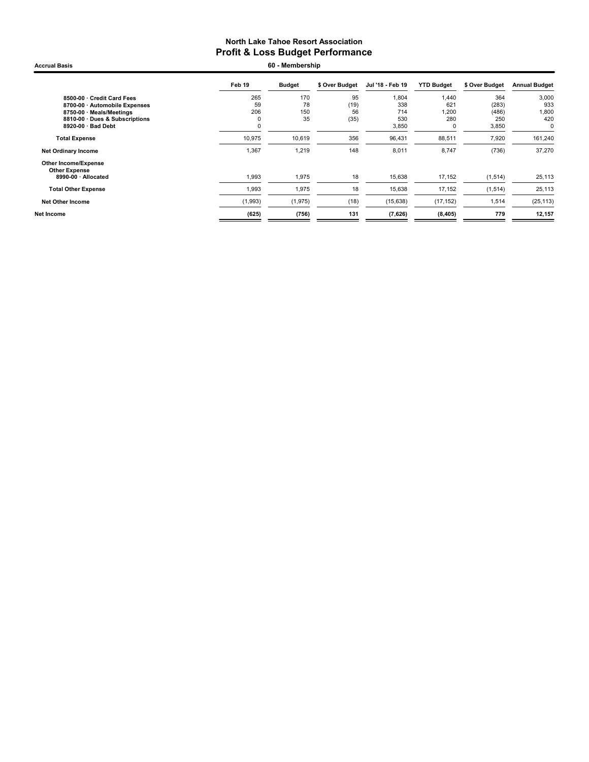# North Lake Tahoe Resort Association
## Profit & Loss Budget Performance

**Accrual Basis** — **60 - Membership**

| | Feb 19 | Budget | $ Over Budget | Jul '18 - Feb 19 | YTD Budget | $ Over Budget | Annual Budget |
|---|---|---|---|---|---|---|---|
| 8500-00 · Credit Card Fees | 265 | 170 | 95 | 1,804 | 1,440 | 364 | 3,000 |
| 8700-00 · Automobile Expenses | 59 | 78 | (19) | 338 | 621 | (283) | 933 |
| 8750-00 · Meals/Meetings | 206 | 150 | 56 | 714 | 1,200 | (486) | 1,800 |
| 8810-00 · Dues & Subscriptions | 0 | 35 | (35) | 530 | 280 | 250 | 420 |
| 8920-00 · Bad Debt | 0 | | | 3,850 | 0 | 3,850 | 0 |
| **Total Expense** | 10,975 | 10,619 | 356 | 96,431 | 88,511 | 7,920 | 161,240 |
| **Net Ordinary Income** | 1,367 | 1,219 | 148 | 8,011 | 8,747 | (736) | 37,270 |
| **Other Income/Expense** | | | | | | | |
| **Other Expense** | | | | | | | |
| 8990-00 · Allocated | 1,993 | 1,975 | 18 | 15,638 | 17,152 | (1,514) | 25,113 |
| **Total Other Expense** | 1,993 | 1,975 | 18 | 15,638 | 17,152 | (1,514) | 25,113 |
| **Net Other Income** | (1,993) | (1,975) | (18) | (15,638) | (17,152) | 1,514 | (25,113) |
| **Net Income** | **(625)** | **(756)** | **131** | **(7,626)** | **(8,405)** | **779** | **12,157** |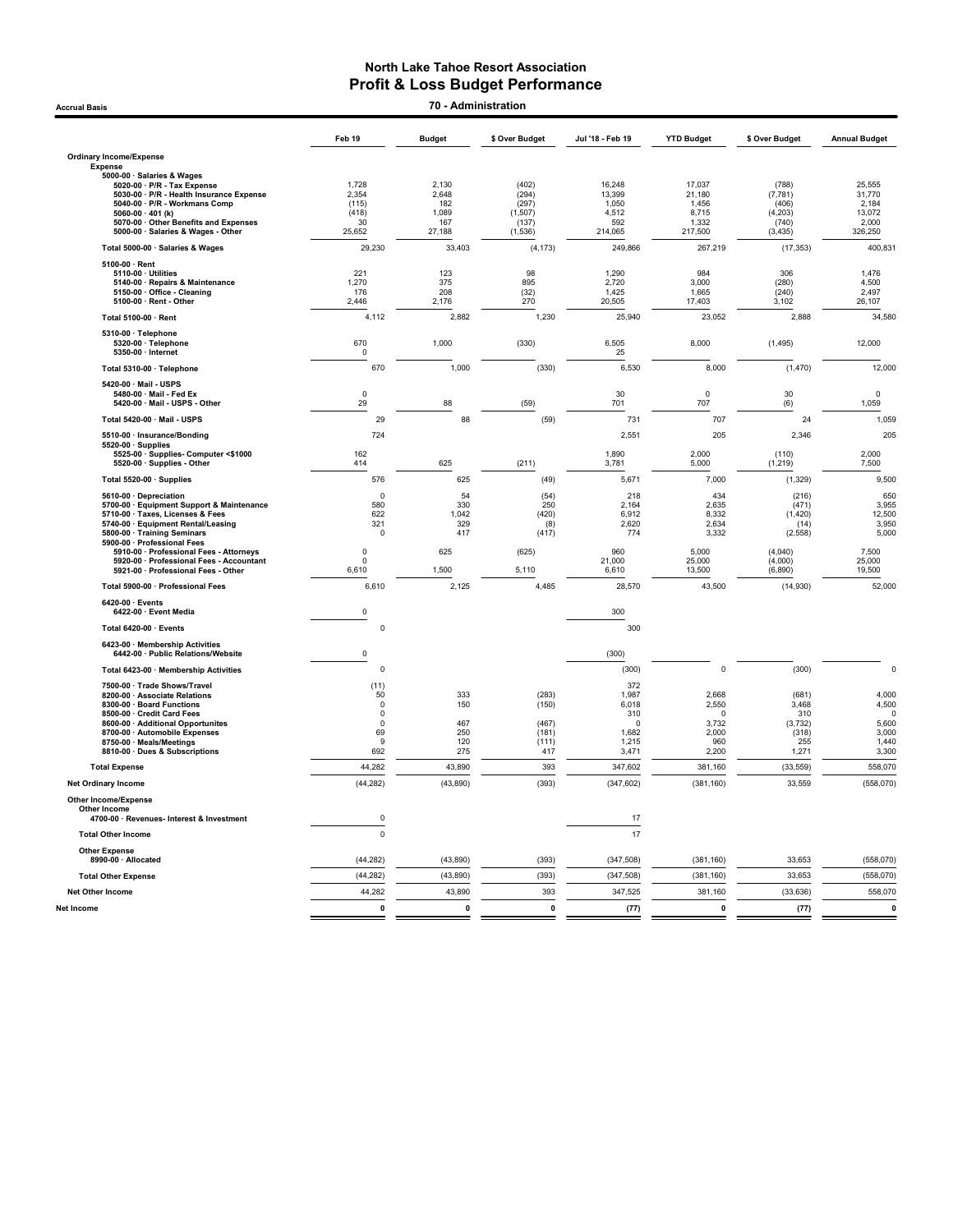# North Lake Tahoe Resort Association
## Profit & Loss Budget Performance

**Accrual Basis** — **70 - Administration**

| | Feb 19 | Budget | $ Over Budget | Jul '18 - Feb 19 | YTD Budget | $ Over Budget | Annual Budget |
|---|---|---|---|---|---|---|---|
| **Ordinary Income/Expense** | | | | | | | |
| **Expense** | | | | | | | |
| 5000-00 · Salaries & Wages | | | | | | | |
| 5020-00 · P/R - Tax Expense | 1,728 | 2,130 | (402) | 16,248 | 17,037 | (788) | 25,555 |
| 5030-00 · P/R - Health Insurance Expense | 2,354 | 2,648 | (294) | 13,399 | 21,180 | (7,781) | 31,770 |
| 5040-00 · P/R - Workmans Comp | (115) | 182 | (297) | 1,050 | 1,456 | (406) | 2,184 |
| 5060-00 · 401 (k) | (418) | 1,089 | (1,507) | 4,512 | 8,715 | (4,203) | 13,072 |
| 5070-00 · Other Benefits and Expenses | 30 | 167 | (137) | 592 | 1,332 | (740) | 2,000 |
| 5000-00 · Salaries & Wages - Other | 25,652 | 27,188 | (1,536) | 214,065 | 217,500 | (3,435) | 326,250 |
| Total 5000-00 · Salaries & Wages | 29,230 | 33,403 | (4,173) | 249,866 | 267,219 | (17,353) | 400,831 |
| 5100-00 · Rent | | | | | | | |
| 5110-00 · Utilities | 221 | 123 | 98 | 1,290 | 984 | 306 | 1,476 |
| 5140-00 · Repairs & Maintenance | 1,270 | 375 | 895 | 2,720 | 3,000 | (280) | 4,500 |
| 5150-00 · Office - Cleaning | 176 | 208 | (32) | 1,425 | 1,665 | (240) | 2,497 |
| 5100-00 · Rent - Other | 2,446 | 2,176 | 270 | 20,505 | 17,403 | 3,102 | 26,107 |
| Total 5100-00 · Rent | 4,112 | 2,882 | 1,230 | 25,940 | 23,052 | 2,888 | 34,580 |
| 5310-00 · Telephone | | | | | | | |
| 5320-00 · Telephone | 670 | 1,000 | (330) | 6,505 | 8,000 | (1,495) | 12,000 |
| 5350-00 · Internet | 0 | | | 25 | | | |
| Total 5310-00 · Telephone | 670 | 1,000 | (330) | 6,530 | 8,000 | (1,470) | 12,000 |
| 5420-00 · Mail - USPS | | | | | | | |
| 5480-00 · Mail - Fed Ex | 0 | | | 30 | 0 | 30 | 0 |
| 5420-00 · Mail - USPS - Other | 29 | 88 | (59) | 701 | 707 | (6) | 1,059 |
| Total 5420-00 · Mail - USPS | 29 | 88 | (59) | 731 | 707 | 24 | 1,059 |
| 5510-00 · Insurance/Bonding | 724 | | | 2,551 | 205 | 2,346 | 205 |
| 5520-00 · Supplies | | | | | | | |
| 5525-00 · Supplies- Computer <$1000 | 162 | | | 1,890 | 2,000 | (110) | 2,000 |
| 5520-00 · Supplies - Other | 414 | 625 | (211) | 3,781 | 5,000 | (1,219) | 7,500 |
| Total 5520-00 · Supplies | 576 | 625 | (49) | 5,671 | 7,000 | (1,329) | 9,500 |
| 5610-00 · Depreciation | 0 | 54 | (54) | 218 | 434 | (216) | 650 |
| 5700-00 · Equipment Support & Maintenance | 580 | 330 | 250 | 2,164 | 2,635 | (471) | 3,955 |
| 5710-00 · Taxes, Licenses & Fees | 622 | 1,042 | (420) | 6,912 | 8,332 | (1,420) | 12,500 |
| 5740-00 · Equipment Rental/Leasing | 321 | 329 | (8) | 2,620 | 2,634 | (14) | 3,950 |
| 5800-00 · Training Seminars | 0 | 417 | (417) | 774 | 3,332 | (2,558) | 5,000 |
| 5900-00 · Professional Fees | | | | | | | |
| 5910-00 · Professional Fees - Attorneys | 0 | 625 | (625) | 960 | 5,000 | (4,040) | 7,500 |
| 5920-00 · Professional Fees - Accountant | 0 | | | 21,000 | 25,000 | (4,000) | 25,000 |
| 5921-00 · Professional Fees - Other | 6,610 | 1,500 | 5,110 | 6,610 | 13,500 | (6,890) | 19,500 |
| Total 5900-00 · Professional Fees | 6,610 | 2,125 | 4,485 | 28,570 | 43,500 | (14,930) | 52,000 |
| 6420-00 · Events | | | | | | | |
| 6422-00 · Event Media | 0 | | | 300 | | | |
| Total 6420-00 · Events | 0 | | | 300 | | | |
| 6423-00 · Membership Activities | | | | | | | |
| 6442-00 · Public Relations/Website | 0 | | | (300) | | | |
| Total 6423-00 · Membership Activities | 0 | | | (300) | 0 | (300) | 0 |
| 7500-00 · Trade Shows/Travel | (11) | | | 372 | | | |
| 8200-00 · Associate Relations | 50 | 333 | (283) | 1,987 | 2,668 | (681) | 4,000 |
| 8300-00 · Board Functions | 0 | 150 | (150) | 6,018 | 2,550 | 3,468 | 4,500 |
| 8500-00 · Credit Card Fees | 0 | | | 310 | 0 | 310 | 0 |
| 8600-00 · Additional Opportunites | 0 | 467 | (467) | 0 | 3,732 | (3,732) | 5,600 |
| 8700-00 · Automobile Expenses | 69 | 250 | (181) | 1,682 | 2,000 | (318) | 3,000 |
| 8750-00 · Meals/Meetings | 9 | 120 | (111) | 1,215 | 960 | 255 | 1,440 |
| 8810-00 · Dues & Subscriptions | 692 | 275 | 417 | 3,471 | 2,200 | 1,271 | 3,300 |
| **Total Expense** | 44,282 | 43,890 | 393 | 347,602 | 381,160 | (33,559) | 558,070 |
| **Net Ordinary Income** | (44,282) | (43,890) | (393) | (347,602) | (381,160) | 33,559 | (558,070) |
| **Other Income/Expense** | | | | | | | |
| Other Income | | | | | | | |
| 4700-00 · Revenues- Interest & Investment | 0 | | | 17 | | | |
| **Total Other Income** | 0 | | | 17 | | | |
| Other Expense | | | | | | | |
| 8990-00 · Allocated | (44,282) | (43,890) | (393) | (347,508) | (381,160) | 33,653 | (558,070) |
| **Total Other Expense** | (44,282) | (43,890) | (393) | (347,508) | (381,160) | 33,653 | (558,070) |
| **Net Other Income** | 44,282 | 43,890 | 393 | 347,525 | 381,160 | (33,636) | 558,070 |
| **Net Income** | 0 | 0 | 0 | (77) | 0 | (77) | 0 |